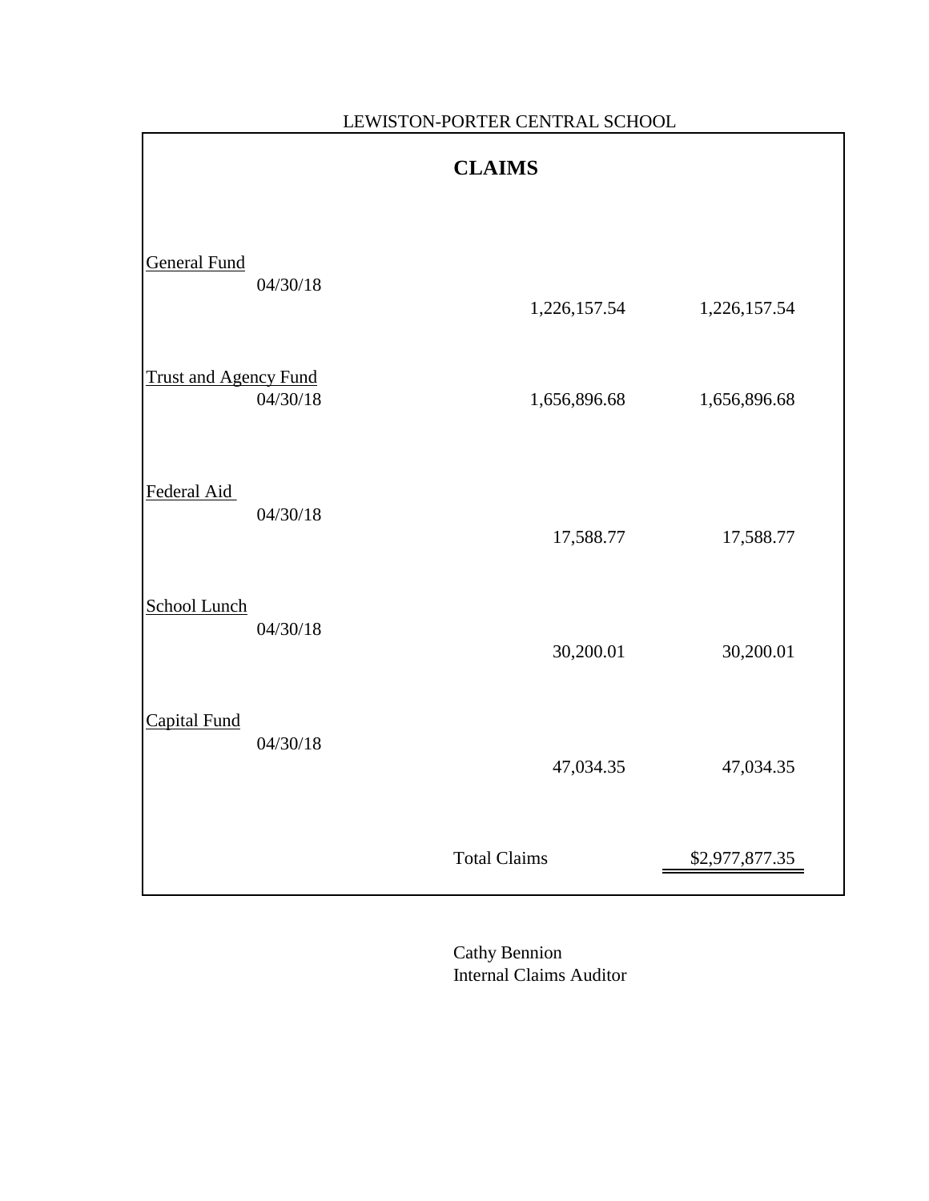LEWISTON-PORTER CENTRAL SCHOOL

# CLAIMS

| Fund | Date | Amount | Total |
|---|---|---|---|
| General Fund | 04/30/18 | 1,226,157.54 | 1,226,157.54 |
| Trust and Agency Fund | 04/30/18 | 1,656,896.68 | 1,656,896.68 |
| Federal Aid | 04/30/18 | 17,588.77 | 17,588.77 |
| School Lunch | 04/30/18 | 30,200.01 | 30,200.01 |
| Capital Fund | 04/30/18 | 47,034.35 | 47,034.35 |
| | | Total Claims | $2,977,877.35 |

Cathy Bennion
Internal Claims Auditor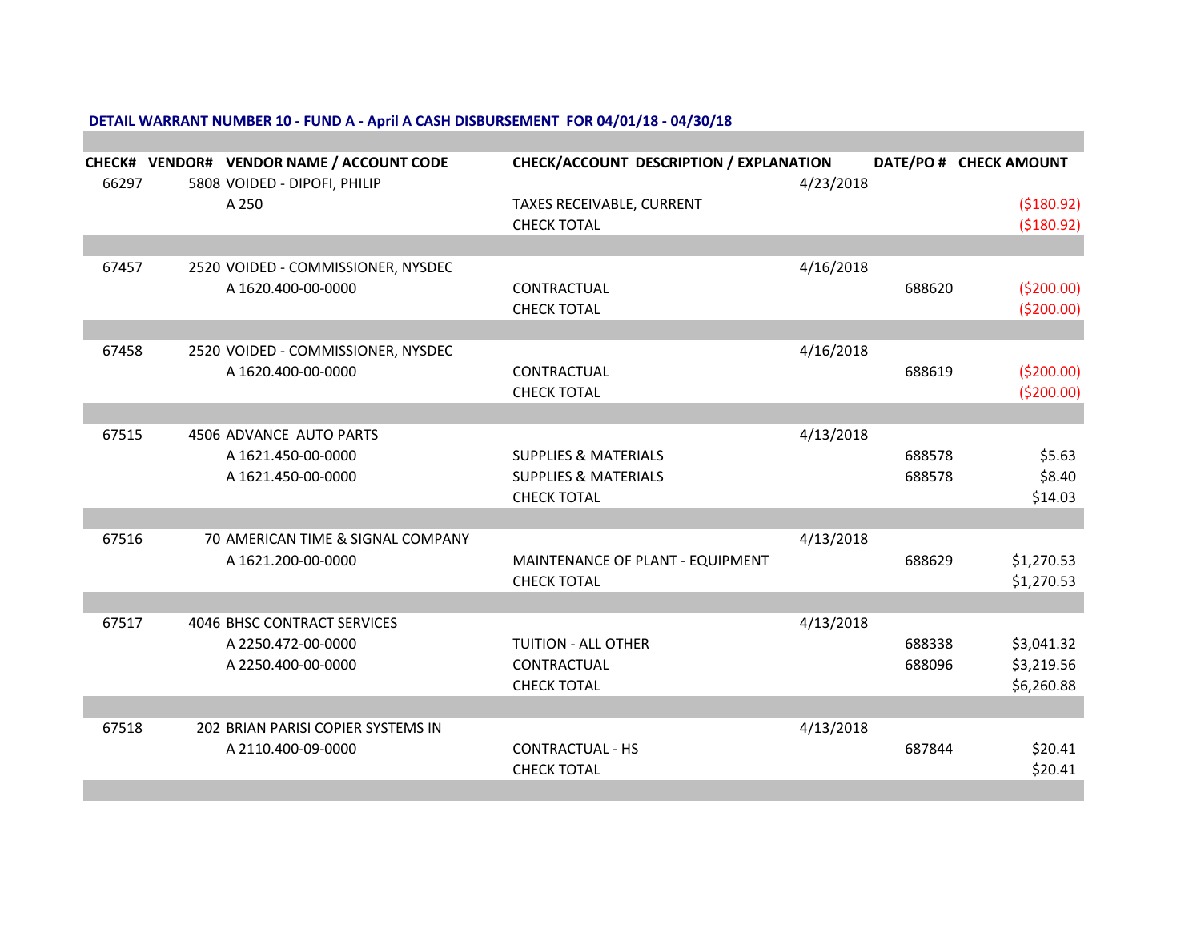**DETAIL WARRANT NUMBER 10 - FUND A - April A CASH DISBURSEMENT FOR 04/01/18 - 04/30/18**

| CHECK# | VENDOR# | VENDOR NAME / ACCOUNT CODE | CHECK/ACCOUNT DESCRIPTION / EXPLANATION | DATE/PO # | CHECK AMOUNT |
|---|---|---|---|---|---|
| 66297 | 5808 | VOIDED - DIPOFI, PHILIP | | 4/23/2018 | |
| | | A 250 | TAXES RECEIVABLE, CURRENT | | ($180.92) |
| | | | CHECK TOTAL | | ($180.92) |
| 67457 | 2520 | VOIDED - COMMISSIONER, NYSDEC | | 4/16/2018 | |
| | | A 1620.400-00-0000 | CONTRACTUAL | 688620 | ($200.00) |
| | | | CHECK TOTAL | | ($200.00) |
| 67458 | 2520 | VOIDED - COMMISSIONER, NYSDEC | | 4/16/2018 | |
| | | A 1620.400-00-0000 | CONTRACTUAL | 688619 | ($200.00) |
| | | | CHECK TOTAL | | ($200.00) |
| 67515 | 4506 | ADVANCE AUTO PARTS | | 4/13/2018 | |
| | | A 1621.450-00-0000 | SUPPLIES & MATERIALS | 688578 | $5.63 |
| | | A 1621.450-00-0000 | SUPPLIES & MATERIALS | 688578 | $8.40 |
| | | | CHECK TOTAL | | $14.03 |
| 67516 | 70 | AMERICAN TIME & SIGNAL COMPANY | | 4/13/2018 | |
| | | A 1621.200-00-0000 | MAINTENANCE OF PLANT - EQUIPMENT | 688629 | $1,270.53 |
| | | | CHECK TOTAL | | $1,270.53 |
| 67517 | 4046 | BHSC CONTRACT SERVICES | | 4/13/2018 | |
| | | A 2250.472-00-0000 | TUITION - ALL OTHER | 688338 | $3,041.32 |
| | | A 2250.400-00-0000 | CONTRACTUAL | 688096 | $3,219.56 |
| | | | CHECK TOTAL | | $6,260.88 |
| 67518 | 202 | BRIAN PARISI COPIER SYSTEMS IN | | 4/13/2018 | |
| | | A 2110.400-09-0000 | CONTRACTUAL - HS | 687844 | $20.41 |
| | | | CHECK TOTAL | | $20.41 |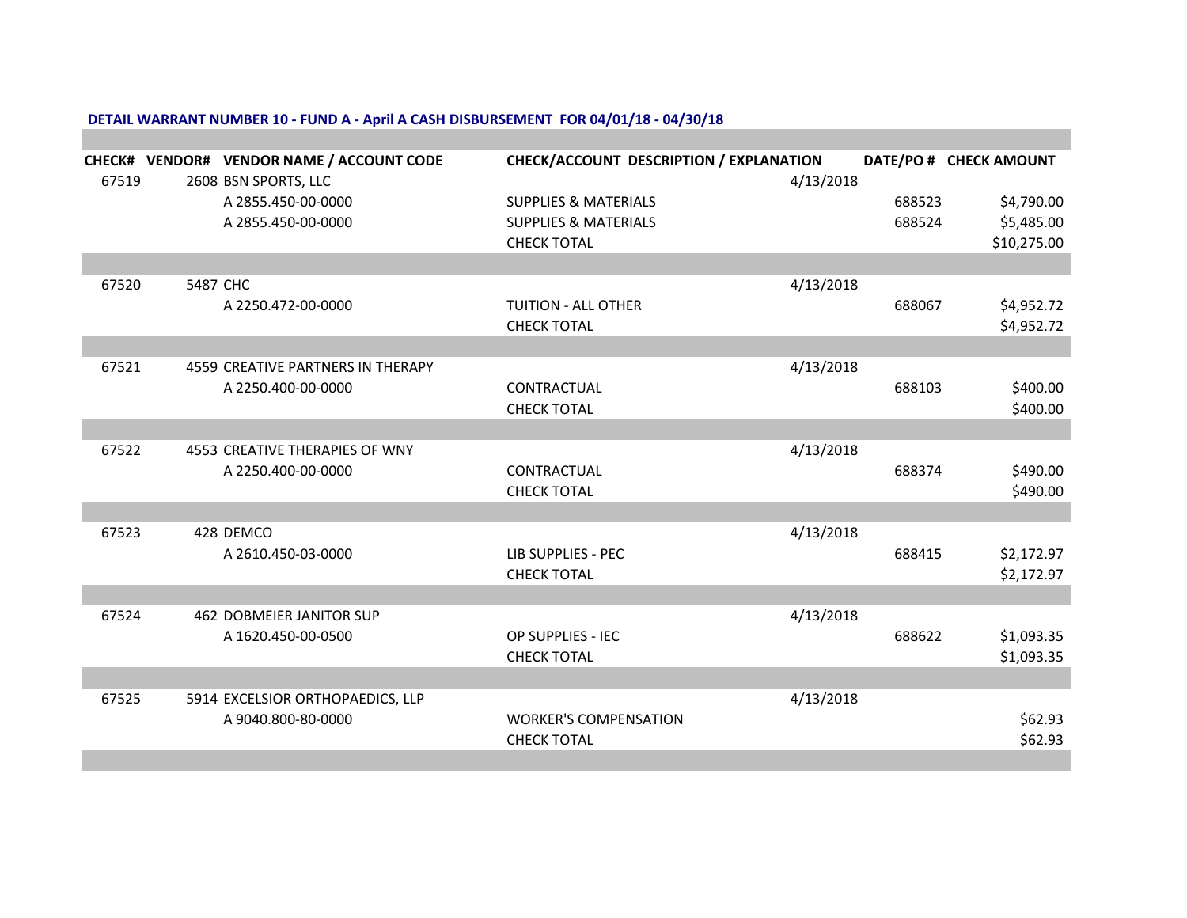**DETAIL WARRANT NUMBER 10 - FUND A - April A CASH DISBURSEMENT FOR 04/01/18 - 04/30/18**

| CHECK# | VENDOR# | VENDOR NAME / ACCOUNT CODE | CHECK/ACCOUNT DESCRIPTION / EXPLANATION | DATE/PO # | CHECK AMOUNT |
|---|---|---|---|---|---|
| 67519 | 2608 | BSN SPORTS, LLC | | 4/13/2018 | |
| | | A 2855.450-00-0000 | SUPPLIES & MATERIALS | 688523 | $4,790.00 |
| | | A 2855.450-00-0000 | SUPPLIES & MATERIALS | 688524 | $5,485.00 |
| | | | CHECK TOTAL | | $10,275.00 |
| 67520 | 5487 | CHC | | 4/13/2018 | |
| | | A 2250.472-00-0000 | TUITION - ALL OTHER | 688067 | $4,952.72 |
| | | | CHECK TOTAL | | $4,952.72 |
| 67521 | 4559 | CREATIVE PARTNERS IN THERAPY | | 4/13/2018 | |
| | | A 2250.400-00-0000 | CONTRACTUAL | 688103 | $400.00 |
| | | | CHECK TOTAL | | $400.00 |
| 67522 | 4553 | CREATIVE THERAPIES OF WNY | | 4/13/2018 | |
| | | A 2250.400-00-0000 | CONTRACTUAL | 688374 | $490.00 |
| | | | CHECK TOTAL | | $490.00 |
| 67523 | 428 | DEMCO | | 4/13/2018 | |
| | | A 2610.450-03-0000 | LIB SUPPLIES - PEC | 688415 | $2,172.97 |
| | | | CHECK TOTAL | | $2,172.97 |
| 67524 | 462 | DOBMEIER JANITOR SUP | | 4/13/2018 | |
| | | A 1620.450-00-0500 | OP SUPPLIES - IEC | 688622 | $1,093.35 |
| | | | CHECK TOTAL | | $1,093.35 |
| 67525 | 5914 | EXCELSIOR ORTHOPAEDICS, LLP | | 4/13/2018 | |
| | | A 9040.800-80-0000 | WORKER'S COMPENSATION | | $62.93 |
| | | | CHECK TOTAL | | $62.93 |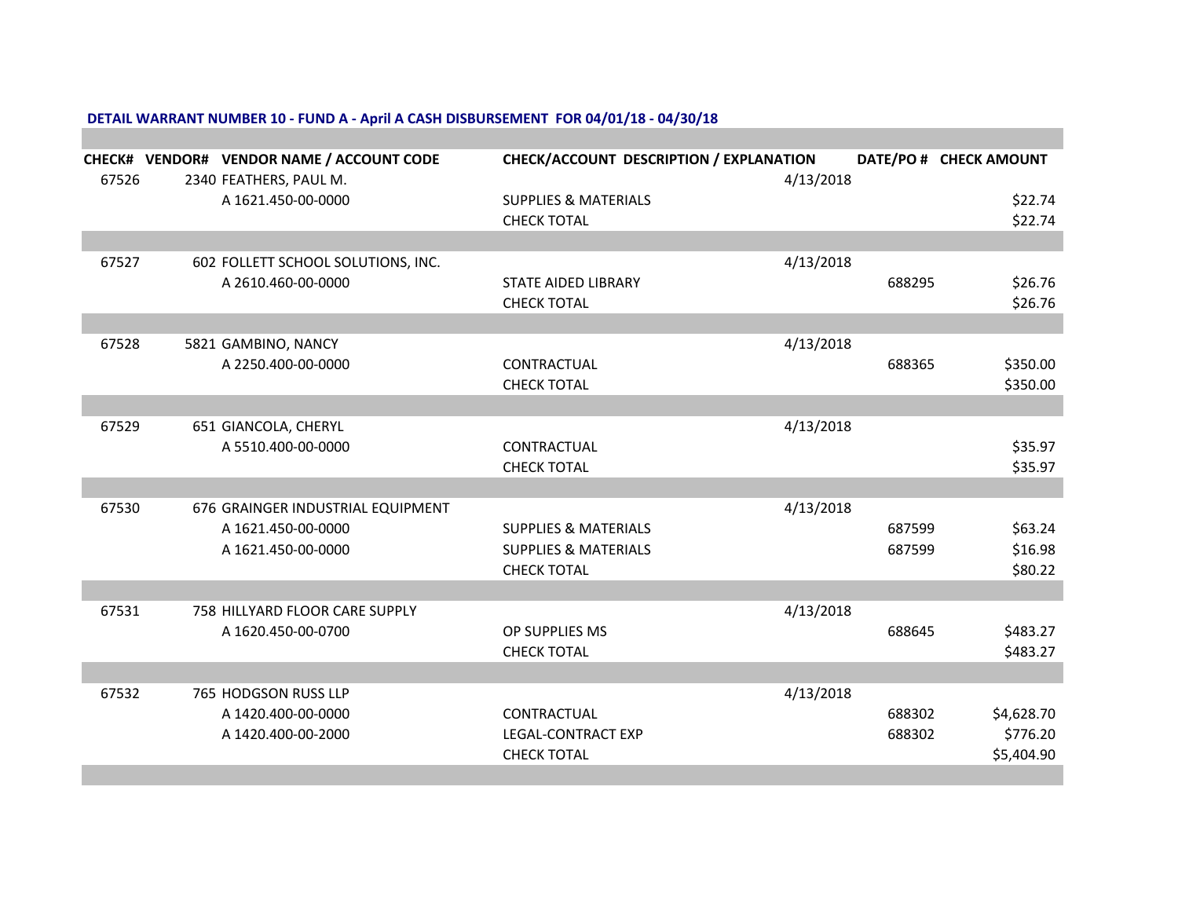**DETAIL WARRANT NUMBER 10 - FUND A - April A CASH DISBURSEMENT FOR 04/01/18 - 04/30/18**

| CHECK# | VENDOR# VENDOR NAME / ACCOUNT CODE | CHECK/ACCOUNT DESCRIPTION / EXPLANATION | | DATE/PO # | CHECK AMOUNT |
|---|---|---|---|---|---|
| 67526 | 2340 FEATHERS, PAUL M. | | 4/13/2018 | | |
| | A 1621.450-00-0000 | SUPPLIES & MATERIALS | | | $22.74 |
| | | CHECK TOTAL | | | $22.74 |
| 67527 | 602 FOLLETT SCHOOL SOLUTIONS, INC. | | 4/13/2018 | | |
| | A 2610.460-00-0000 | STATE AIDED LIBRARY | | 688295 | $26.76 |
| | | CHECK TOTAL | | | $26.76 |
| 67528 | 5821 GAMBINO, NANCY | | 4/13/2018 | | |
| | A 2250.400-00-0000 | CONTRACTUAL | | 688365 | $350.00 |
| | | CHECK TOTAL | | | $350.00 |
| 67529 | 651 GIANCOLA, CHERYL | | 4/13/2018 | | |
| | A 5510.400-00-0000 | CONTRACTUAL | | | $35.97 |
| | | CHECK TOTAL | | | $35.97 |
| 67530 | 676 GRAINGER INDUSTRIAL EQUIPMENT | | 4/13/2018 | | |
| | A 1621.450-00-0000 | SUPPLIES & MATERIALS | | 687599 | $63.24 |
| | A 1621.450-00-0000 | SUPPLIES & MATERIALS | | 687599 | $16.98 |
| | | CHECK TOTAL | | | $80.22 |
| 67531 | 758 HILLYARD FLOOR CARE SUPPLY | | 4/13/2018 | | |
| | A 1620.450-00-0700 | OP SUPPLIES MS | | 688645 | $483.27 |
| | | CHECK TOTAL | | | $483.27 |
| 67532 | 765 HODGSON RUSS LLP | | 4/13/2018 | | |
| | A 1420.400-00-0000 | CONTRACTUAL | | 688302 | $4,628.70 |
| | A 1420.400-00-2000 | LEGAL-CONTRACT EXP | | 688302 | $776.20 |
| | | CHECK TOTAL | | | $5,404.90 |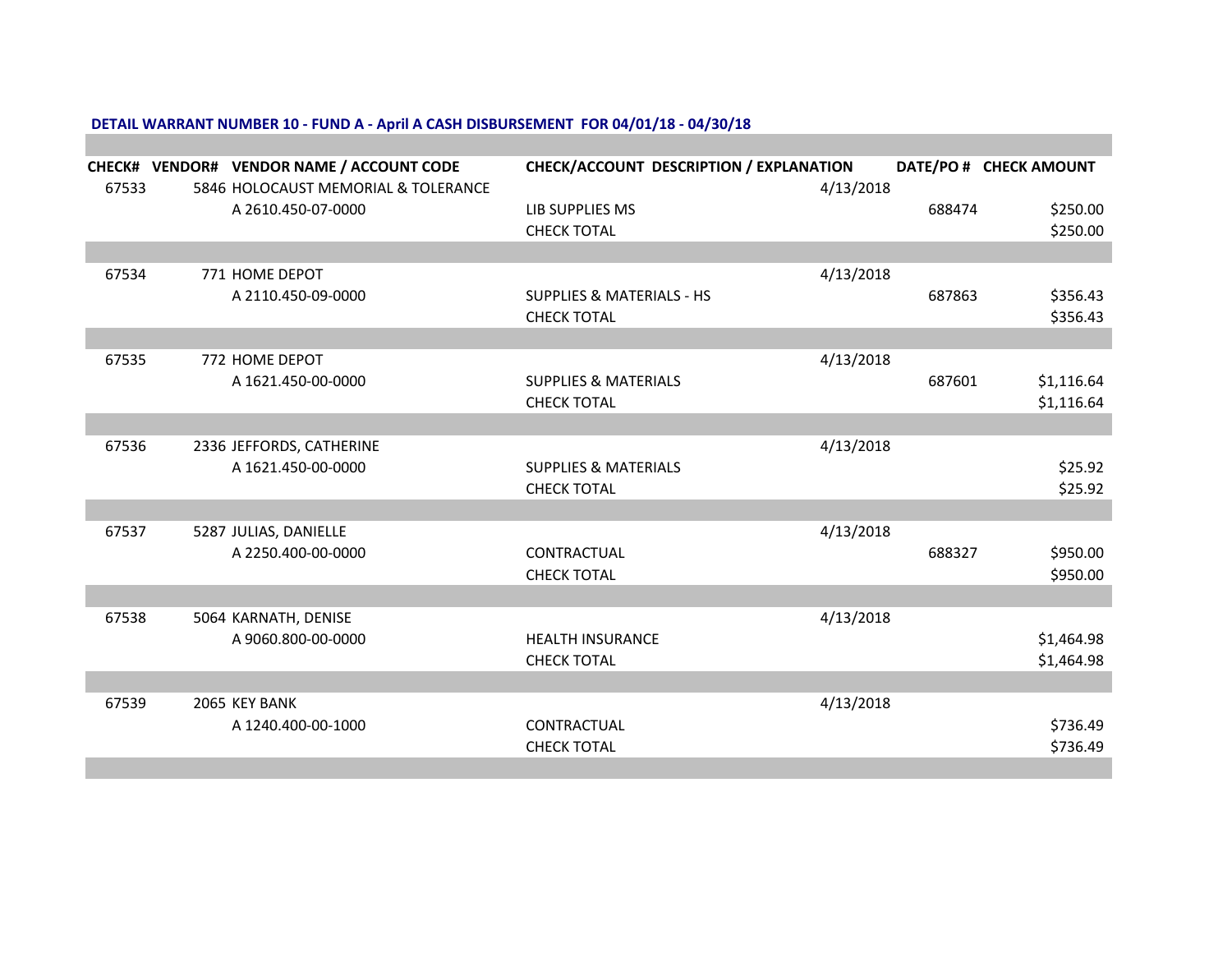**DETAIL WARRANT NUMBER 10 - FUND A - April A CASH DISBURSEMENT FOR 04/01/18 - 04/30/18**

| CHECK# | VENDOR# | VENDOR NAME / ACCOUNT CODE | CHECK/ACCOUNT DESCRIPTION / EXPLANATION | DATE/PO # | | CHECK AMOUNT |
|---|---|---|---|---|---|---|
| 67533 | 5846 | HOLOCAUST MEMORIAL & TOLERANCE | | 4/13/2018 | | |
| | | A 2610.450-07-0000 | LIB SUPPLIES MS | | 688474 | $250.00 |
| | | | CHECK TOTAL | | | $250.00 |
| 67534 | 771 | HOME DEPOT | | 4/13/2018 | | |
| | | A 2110.450-09-0000 | SUPPLIES & MATERIALS - HS | | 687863 | $356.43 |
| | | | CHECK TOTAL | | | $356.43 |
| 67535 | 772 | HOME DEPOT | | 4/13/2018 | | |
| | | A 1621.450-00-0000 | SUPPLIES & MATERIALS | | 687601 | $1,116.64 |
| | | | CHECK TOTAL | | | $1,116.64 |
| 67536 | 2336 | JEFFORDS, CATHERINE | | 4/13/2018 | | |
| | | A 1621.450-00-0000 | SUPPLIES & MATERIALS | | | $25.92 |
| | | | CHECK TOTAL | | | $25.92 |
| 67537 | 5287 | JULIAS, DANIELLE | | 4/13/2018 | | |
| | | A 2250.400-00-0000 | CONTRACTUAL | | 688327 | $950.00 |
| | | | CHECK TOTAL | | | $950.00 |
| 67538 | 5064 | KARNATH, DENISE | | 4/13/2018 | | |
| | | A 9060.800-00-0000 | HEALTH INSURANCE | | | $1,464.98 |
| | | | CHECK TOTAL | | | $1,464.98 |
| 67539 | 2065 | KEY BANK | | 4/13/2018 | | |
| | | A 1240.400-00-1000 | CONTRACTUAL | | | $736.49 |
| | | | CHECK TOTAL | | | $736.49 |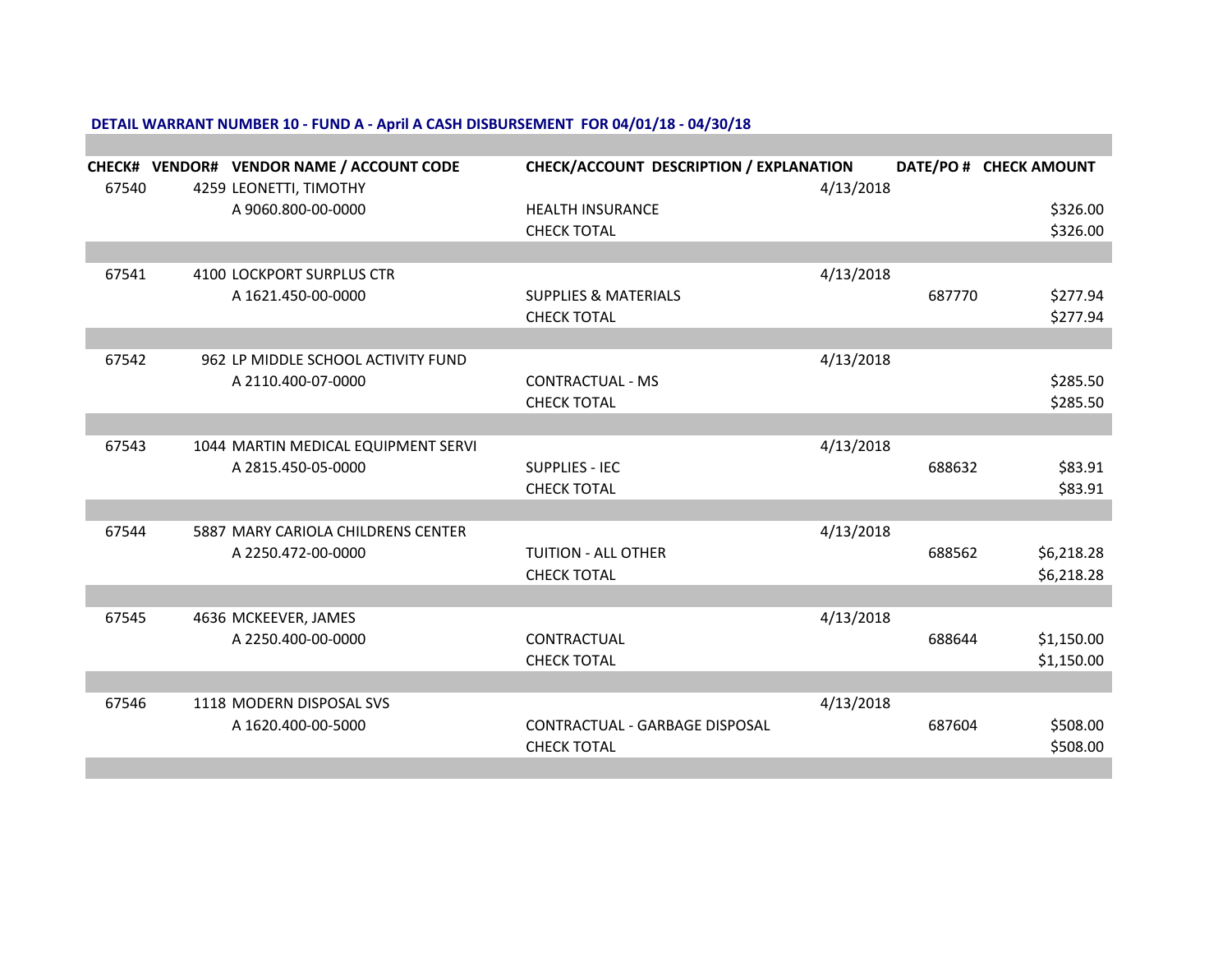**DETAIL WARRANT NUMBER 10 - FUND A - April A CASH DISBURSEMENT FOR 04/01/18 - 04/30/18**

| CHECK# | VENDOR# | VENDOR NAME / ACCOUNT CODE | CHECK/ACCOUNT DESCRIPTION / EXPLANATION | | DATE/PO # | CHECK AMOUNT |
|---|---|---|---|---|---|---|
| 67540 | 4259 | LEONETTI, TIMOTHY | | 4/13/2018 | | |
| | | A 9060.800-00-0000 | HEALTH INSURANCE | | | $326.00 |
| | | | CHECK TOTAL | | | $326.00 |
| 67541 | 4100 | LOCKPORT SURPLUS CTR | | 4/13/2018 | | |
| | | A 1621.450-00-0000 | SUPPLIES & MATERIALS | | 687770 | $277.94 |
| | | | CHECK TOTAL | | | $277.94 |
| 67542 | 962 | LP MIDDLE SCHOOL ACTIVITY FUND | | 4/13/2018 | | |
| | | A 2110.400-07-0000 | CONTRACTUAL - MS | | | $285.50 |
| | | | CHECK TOTAL | | | $285.50 |
| 67543 | 1044 | MARTIN MEDICAL EQUIPMENT SERVI | | 4/13/2018 | | |
| | | A 2815.450-05-0000 | SUPPLIES - IEC | | 688632 | $83.91 |
| | | | CHECK TOTAL | | | $83.91 |
| 67544 | 5887 | MARY CARIOLA CHILDRENS CENTER | | 4/13/2018 | | |
| | | A 2250.472-00-0000 | TUITION - ALL OTHER | | 688562 | $6,218.28 |
| | | | CHECK TOTAL | | | $6,218.28 |
| 67545 | 4636 | MCKEEVER, JAMES | | 4/13/2018 | | |
| | | A 2250.400-00-0000 | CONTRACTUAL | | 688644 | $1,150.00 |
| | | | CHECK TOTAL | | | $1,150.00 |
| 67546 | 1118 | MODERN DISPOSAL SVS | | 4/13/2018 | | |
| | | A 1620.400-00-5000 | CONTRACTUAL - GARBAGE DISPOSAL | | 687604 | $508.00 |
| | | | CHECK TOTAL | | | $508.00 |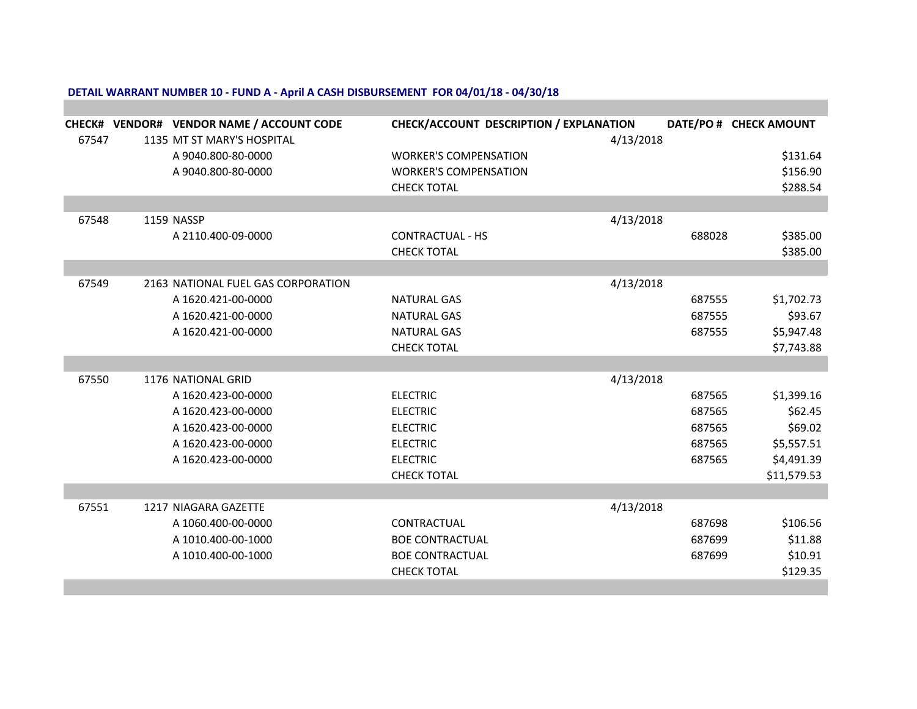**DETAIL WARRANT NUMBER 10 - FUND A - April A CASH DISBURSEMENT FOR 04/01/18 - 04/30/18**

| CHECK# | VENDOR# | VENDOR NAME / ACCOUNT CODE | CHECK/ACCOUNT DESCRIPTION / EXPLANATION | DATE/PO # | CHECK AMOUNT |
|---|---|---|---|---|---|
| 67547 | 1135 | MT ST MARY'S HOSPITAL | | 4/13/2018 | |
| | | A 9040.800-80-0000 | WORKER'S COMPENSATION | | $131.64 |
| | | A 9040.800-80-0000 | WORKER'S COMPENSATION | | $156.90 |
| | | | CHECK TOTAL | | $288.54 |
| | | | | | |
| 67548 | 1159 | NASSP | | 4/13/2018 | |
| | | A 2110.400-09-0000 | CONTRACTUAL - HS | 688028 | $385.00 |
| | | | CHECK TOTAL | | $385.00 |
| | | | | | |
| 67549 | 2163 | NATIONAL FUEL GAS CORPORATION | | 4/13/2018 | |
| | | A 1620.421-00-0000 | NATURAL GAS | 687555 | $1,702.73 |
| | | A 1620.421-00-0000 | NATURAL GAS | 687555 | $93.67 |
| | | A 1620.421-00-0000 | NATURAL GAS | 687555 | $5,947.48 |
| | | | CHECK TOTAL | | $7,743.88 |
| | | | | | |
| 67550 | 1176 | NATIONAL GRID | | 4/13/2018 | |
| | | A 1620.423-00-0000 | ELECTRIC | 687565 | $1,399.16 |
| | | A 1620.423-00-0000 | ELECTRIC | 687565 | $62.45 |
| | | A 1620.423-00-0000 | ELECTRIC | 687565 | $69.02 |
| | | A 1620.423-00-0000 | ELECTRIC | 687565 | $5,557.51 |
| | | A 1620.423-00-0000 | ELECTRIC | 687565 | $4,491.39 |
| | | | CHECK TOTAL | | $11,579.53 |
| | | | | | |
| 67551 | 1217 | NIAGARA GAZETTE | | 4/13/2018 | |
| | | A 1060.400-00-0000 | CONTRACTUAL | 687698 | $106.56 |
| | | A 1010.400-00-1000 | BOE CONTRACTUAL | 687699 | $11.88 |
| | | A 1010.400-00-1000 | BOE CONTRACTUAL | 687699 | $10.91 |
| | | | CHECK TOTAL | | $129.35 |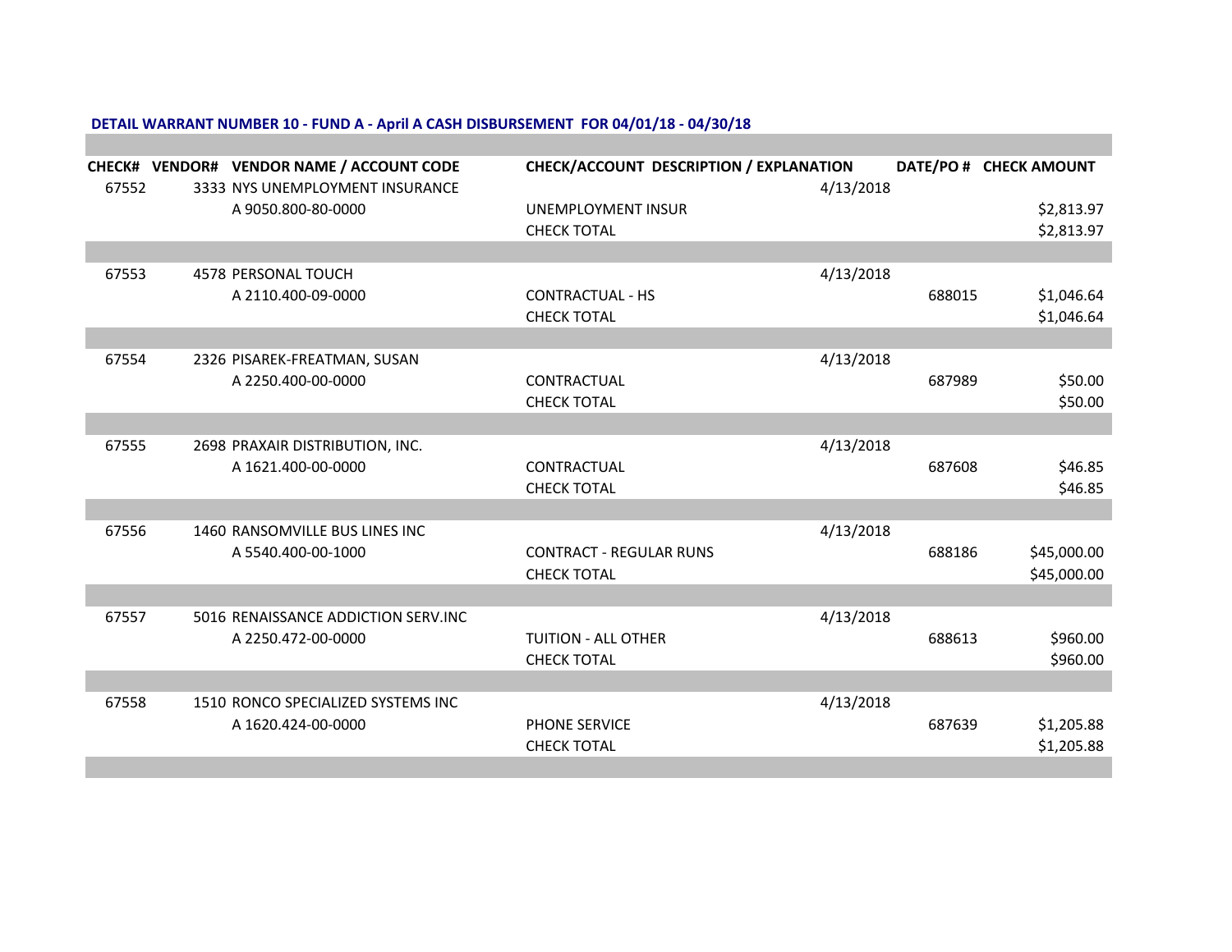**DETAIL WARRANT NUMBER 10 - FUND A - April A CASH DISBURSEMENT FOR 04/01/18 - 04/30/18**

| CHECK# | VENDOR# | VENDOR NAME / ACCOUNT CODE | CHECK/ACCOUNT DESCRIPTION / EXPLANATION | | DATE/PO # | CHECK AMOUNT |
|---|---|---|---|---|---|---|
| 67552 | 3333 | NYS UNEMPLOYMENT INSURANCE | | 4/13/2018 | | |
| | | A 9050.800-80-0000 | UNEMPLOYMENT INSUR | | | $2,813.97 |
| | | | CHECK TOTAL | | | $2,813.97 |
| | | | | | | |
| 67553 | 4578 | PERSONAL TOUCH | | 4/13/2018 | | |
| | | A 2110.400-09-0000 | CONTRACTUAL - HS | | 688015 | $1,046.64 |
| | | | CHECK TOTAL | | | $1,046.64 |
| | | | | | | |
| 67554 | 2326 | PISAREK-FREATMAN, SUSAN | | 4/13/2018 | | |
| | | A 2250.400-00-0000 | CONTRACTUAL | | 687989 | $50.00 |
| | | | CHECK TOTAL | | | $50.00 |
| | | | | | | |
| 67555 | 2698 | PRAXAIR DISTRIBUTION, INC. | | 4/13/2018 | | |
| | | A 1621.400-00-0000 | CONTRACTUAL | | 687608 | $46.85 |
| | | | CHECK TOTAL | | | $46.85 |
| | | | | | | |
| 67556 | 1460 | RANSOMVILLE BUS LINES INC | | 4/13/2018 | | |
| | | A 5540.400-00-1000 | CONTRACT - REGULAR RUNS | | 688186 | $45,000.00 |
| | | | CHECK TOTAL | | | $45,000.00 |
| | | | | | | |
| 67557 | 5016 | RENAISSANCE ADDICTION SERV.INC | | 4/13/2018 | | |
| | | A 2250.472-00-0000 | TUITION - ALL OTHER | | 688613 | $960.00 |
| | | | CHECK TOTAL | | | $960.00 |
| | | | | | | |
| 67558 | 1510 | RONCO SPECIALIZED SYSTEMS INC | | 4/13/2018 | | |
| | | A 1620.424-00-0000 | PHONE SERVICE | | 687639 | $1,205.88 |
| | | | CHECK TOTAL | | | $1,205.88 |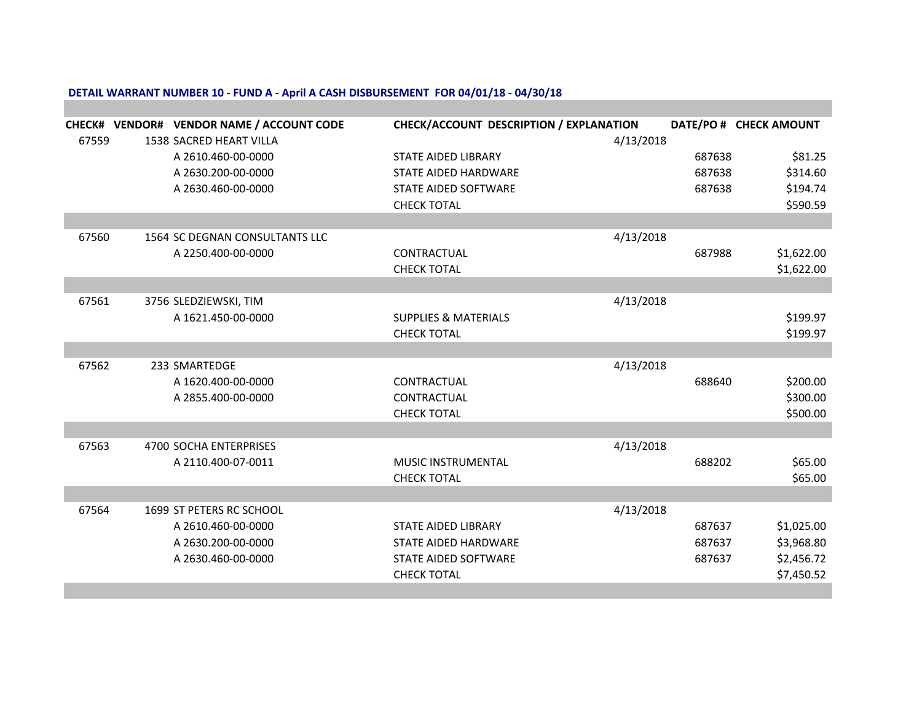**DETAIL WARRANT NUMBER 10 - FUND A - April A CASH DISBURSEMENT FOR 04/01/18 - 04/30/18**

| CHECK# | VENDOR# | VENDOR NAME / ACCOUNT CODE | CHECK/ACCOUNT DESCRIPTION / EXPLANATION | DATE/PO # | CHECK AMOUNT |
|---|---|---|---|---|---|
| 67559 | 1538 | SACRED HEART VILLA | | 4/13/2018 | |
| | | A 2610.460-00-0000 | STATE AIDED LIBRARY | 687638 | $81.25 |
| | | A 2630.200-00-0000 | STATE AIDED HARDWARE | 687638 | $314.60 |
| | | A 2630.460-00-0000 | STATE AIDED SOFTWARE | 687638 | $194.74 |
| | | | CHECK TOTAL | | $590.59 |
| 67560 | 1564 | SC DEGNAN CONSULTANTS LLC | | 4/13/2018 | |
| | | A 2250.400-00-0000 | CONTRACTUAL | 687988 | $1,622.00 |
| | | | CHECK TOTAL | | $1,622.00 |
| 67561 | 3756 | SLEDZIEWSKI, TIM | | 4/13/2018 | |
| | | A 1621.450-00-0000 | SUPPLIES & MATERIALS | | $199.97 |
| | | | CHECK TOTAL | | $199.97 |
| 67562 | 233 | SMARTEDGE | | 4/13/2018 | |
| | | A 1620.400-00-0000 | CONTRACTUAL | 688640 | $200.00 |
| | | A 2855.400-00-0000 | CONTRACTUAL | | $300.00 |
| | | | CHECK TOTAL | | $500.00 |
| 67563 | 4700 | SOCHA ENTERPRISES | | 4/13/2018 | |
| | | A 2110.400-07-0011 | MUSIC INSTRUMENTAL | 688202 | $65.00 |
| | | | CHECK TOTAL | | $65.00 |
| 67564 | 1699 | ST PETERS RC SCHOOL | | 4/13/2018 | |
| | | A 2610.460-00-0000 | STATE AIDED LIBRARY | 687637 | $1,025.00 |
| | | A 2630.200-00-0000 | STATE AIDED HARDWARE | 687637 | $3,968.80 |
| | | A 2630.460-00-0000 | STATE AIDED SOFTWARE | 687637 | $2,456.72 |
| | | | CHECK TOTAL | | $7,450.52 |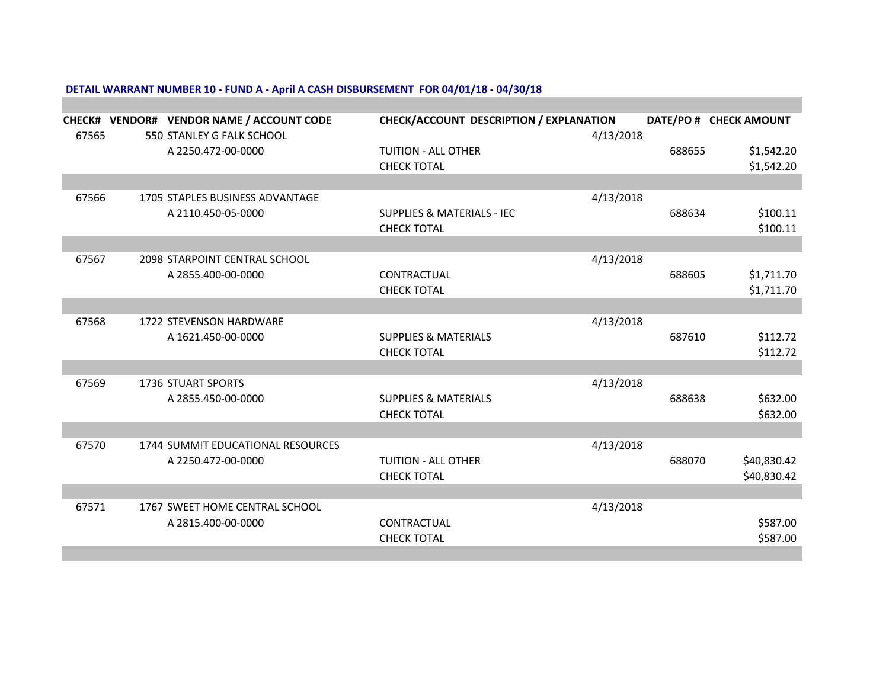**DETAIL WARRANT NUMBER 10 - FUND A - April A CASH DISBURSEMENT FOR 04/01/18 - 04/30/18**

| CHECK# | VENDOR# | VENDOR NAME / ACCOUNT CODE | CHECK/ACCOUNT DESCRIPTION / EXPLANATION | | DATE/PO # | CHECK AMOUNT |
|---|---|---|---|---|---|---|
| 67565 | 550 | STANLEY G FALK SCHOOL | | 4/13/2018 | | |
| | | A 2250.472-00-0000 | TUITION - ALL OTHER | | 688655 | $1,542.20 |
| | | | CHECK TOTAL | | | $1,542.20 |
| 67566 | 1705 | STAPLES BUSINESS ADVANTAGE | | 4/13/2018 | | |
| | | A 2110.450-05-0000 | SUPPLIES & MATERIALS - IEC | | 688634 | $100.11 |
| | | | CHECK TOTAL | | | $100.11 |
| 67567 | 2098 | STARPOINT CENTRAL SCHOOL | | 4/13/2018 | | |
| | | A 2855.400-00-0000 | CONTRACTUAL | | 688605 | $1,711.70 |
| | | | CHECK TOTAL | | | $1,711.70 |
| 67568 | 1722 | STEVENSON HARDWARE | | 4/13/2018 | | |
| | | A 1621.450-00-0000 | SUPPLIES & MATERIALS | | 687610 | $112.72 |
| | | | CHECK TOTAL | | | $112.72 |
| 67569 | 1736 | STUART SPORTS | | 4/13/2018 | | |
| | | A 2855.450-00-0000 | SUPPLIES & MATERIALS | | 688638 | $632.00 |
| | | | CHECK TOTAL | | | $632.00 |
| 67570 | 1744 | SUMMIT EDUCATIONAL RESOURCES | | 4/13/2018 | | |
| | | A 2250.472-00-0000 | TUITION - ALL OTHER | | 688070 | $40,830.42 |
| | | | CHECK TOTAL | | | $40,830.42 |
| 67571 | 1767 | SWEET HOME CENTRAL SCHOOL | | 4/13/2018 | | |
| | | A 2815.400-00-0000 | CONTRACTUAL | | | $587.00 |
| | | | CHECK TOTAL | | | $587.00 |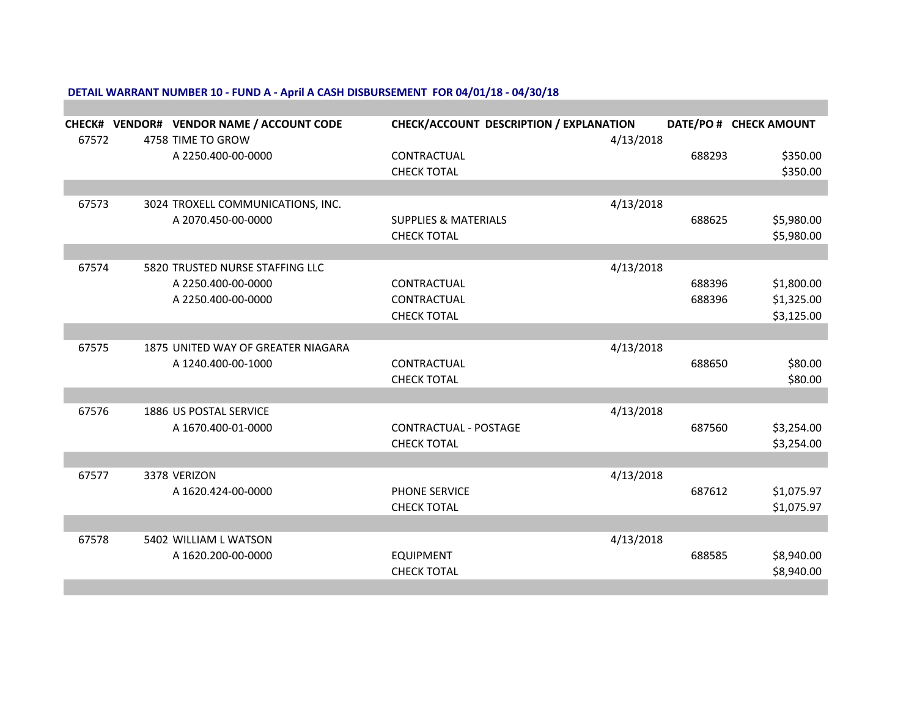**DETAIL WARRANT NUMBER 10 - FUND A - April A CASH DISBURSEMENT FOR 04/01/18 - 04/30/18**

| CHECK# | VENDOR# | VENDOR NAME / ACCOUNT CODE | CHECK/ACCOUNT DESCRIPTION / EXPLANATION | | DATE/PO # | CHECK AMOUNT |
|---|---|---|---|---|---|---|
| 67572 | 4758 | TIME TO GROW | | 4/13/2018 | | |
| | | A 2250.400-00-0000 | CONTRACTUAL | | 688293 | $350.00 |
| | | | CHECK TOTAL | | | $350.00 |
| 67573 | 3024 | TROXELL COMMUNICATIONS, INC. | | 4/13/2018 | | |
| | | A 2070.450-00-0000 | SUPPLIES & MATERIALS | | 688625 | $5,980.00 |
| | | | CHECK TOTAL | | | $5,980.00 |
| 67574 | 5820 | TRUSTED NURSE STAFFING LLC | | 4/13/2018 | | |
| | | A 2250.400-00-0000 | CONTRACTUAL | | 688396 | $1,800.00 |
| | | A 2250.400-00-0000 | CONTRACTUAL | | 688396 | $1,325.00 |
| | | | CHECK TOTAL | | | $3,125.00 |
| 67575 | 1875 | UNITED WAY OF GREATER NIAGARA | | 4/13/2018 | | |
| | | A 1240.400-00-1000 | CONTRACTUAL | | 688650 | $80.00 |
| | | | CHECK TOTAL | | | $80.00 |
| 67576 | 1886 | US POSTAL SERVICE | | 4/13/2018 | | |
| | | A 1670.400-01-0000 | CONTRACTUAL - POSTAGE | | 687560 | $3,254.00 |
| | | | CHECK TOTAL | | | $3,254.00 |
| 67577 | 3378 | VERIZON | | 4/13/2018 | | |
| | | A 1620.424-00-0000 | PHONE SERVICE | | 687612 | $1,075.97 |
| | | | CHECK TOTAL | | | $1,075.97 |
| 67578 | 5402 | WILLIAM L WATSON | | 4/13/2018 | | |
| | | A 1620.200-00-0000 | EQUIPMENT | | 688585 | $8,940.00 |
| | | | CHECK TOTAL | | | $8,940.00 |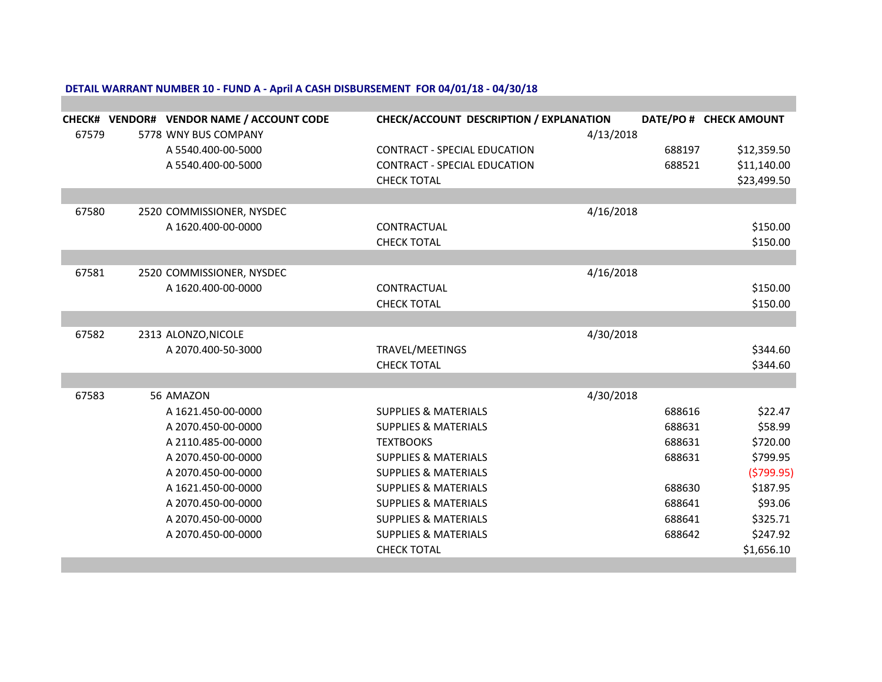**DETAIL WARRANT NUMBER 10 - FUND A - April A CASH DISBURSEMENT FOR 04/01/18 - 04/30/18**

| CHECK# | VENDOR# | VENDOR NAME / ACCOUNT CODE | CHECK/ACCOUNT DESCRIPTION / EXPLANATION | | DATE/PO # | CHECK AMOUNT |
|---|---|---|---|---|---|---|
| 67579 | 5778 | WNY BUS COMPANY | | 4/13/2018 | | |
| | | A 5540.400-00-5000 | CONTRACT - SPECIAL EDUCATION | | 688197 | $12,359.50 |
| | | A 5540.400-00-5000 | CONTRACT - SPECIAL EDUCATION | | 688521 | $11,140.00 |
| | | | CHECK TOTAL | | | $23,499.50 |
| | | | | | | |
| 67580 | 2520 | COMMISSIONER, NYSDEC | | 4/16/2018 | | |
| | | A 1620.400-00-0000 | CONTRACTUAL | | | $150.00 |
| | | | CHECK TOTAL | | | $150.00 |
| | | | | | | |
| 67581 | 2520 | COMMISSIONER, NYSDEC | | 4/16/2018 | | |
| | | A 1620.400-00-0000 | CONTRACTUAL | | | $150.00 |
| | | | CHECK TOTAL | | | $150.00 |
| | | | | | | |
| 67582 | 2313 | ALONZO,NICOLE | | 4/30/2018 | | |
| | | A 2070.400-50-3000 | TRAVEL/MEETINGS | | | $344.60 |
| | | | CHECK TOTAL | | | $344.60 |
| | | | | | | |
| 67583 | 56 | AMAZON | | 4/30/2018 | | |
| | | A 1621.450-00-0000 | SUPPLIES & MATERIALS | | 688616 | $22.47 |
| | | A 2070.450-00-0000 | SUPPLIES & MATERIALS | | 688631 | $58.99 |
| | | A 2110.485-00-0000 | TEXTBOOKS | | 688631 | $720.00 |
| | | A 2070.450-00-0000 | SUPPLIES & MATERIALS | | 688631 | $799.95 |
| | | A 2070.450-00-0000 | SUPPLIES & MATERIALS | | | ($799.95) |
| | | A 1621.450-00-0000 | SUPPLIES & MATERIALS | | 688630 | $187.95 |
| | | A 2070.450-00-0000 | SUPPLIES & MATERIALS | | 688641 | $93.06 |
| | | A 2070.450-00-0000 | SUPPLIES & MATERIALS | | 688641 | $325.71 |
| | | A 2070.450-00-0000 | SUPPLIES & MATERIALS | | 688642 | $247.92 |
| | | | CHECK TOTAL | | | $1,656.10 |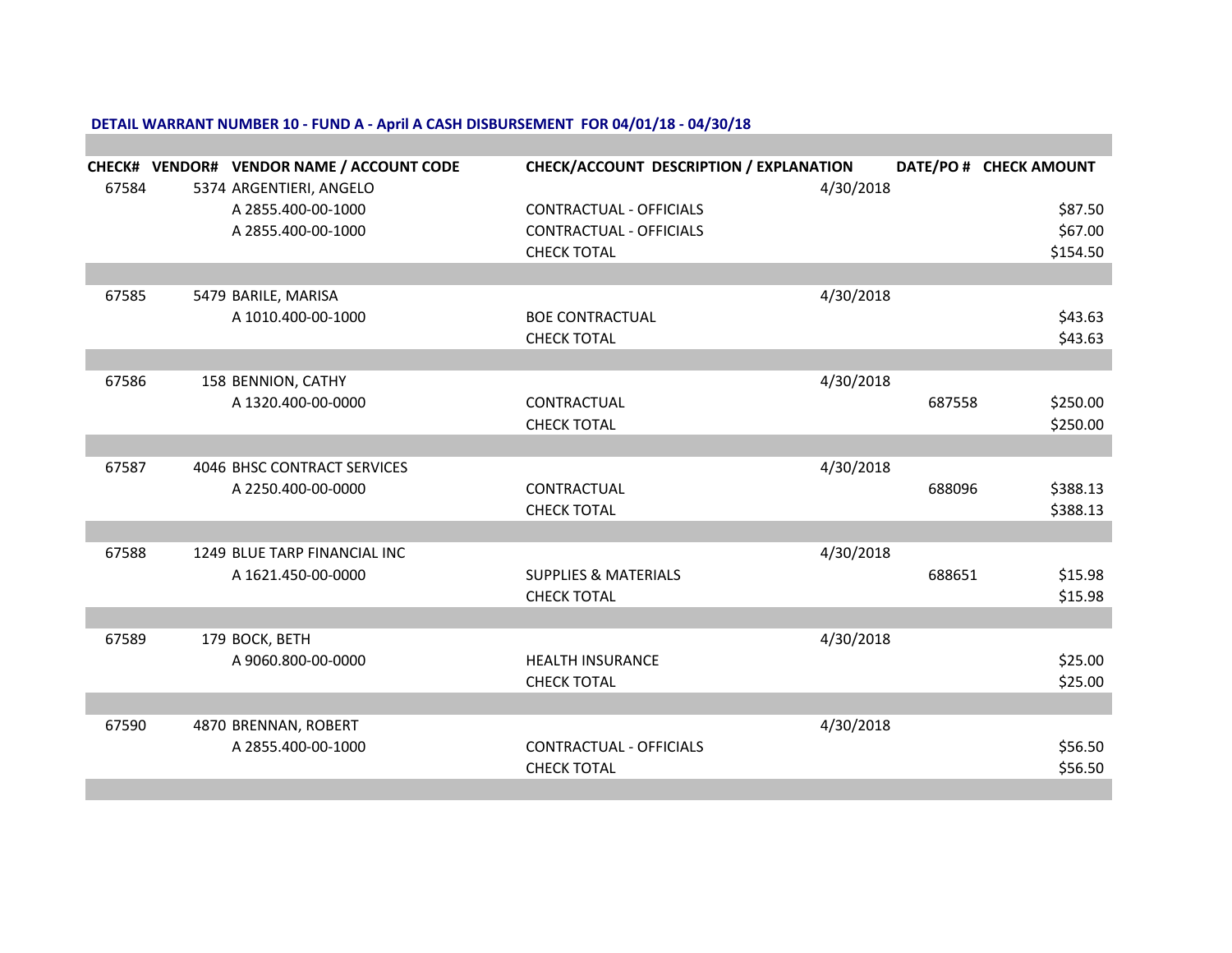**DETAIL WARRANT NUMBER 10 - FUND A - April A CASH DISBURSEMENT FOR 04/01/18 - 04/30/18**

| CHECK# | VENDOR# | VENDOR NAME / ACCOUNT CODE | CHECK/ACCOUNT DESCRIPTION / EXPLANATION | DATE/PO # | CHECK AMOUNT |
|---|---|---|---|---|---|
| 67584 | 5374 | ARGENTIERI, ANGELO | | 4/30/2018 | |
| | | A 2855.400-00-1000 | CONTRACTUAL - OFFICIALS | | $87.50 |
| | | A 2855.400-00-1000 | CONTRACTUAL - OFFICIALS | | $67.00 |
| | | | CHECK TOTAL | | $154.50 |
| 67585 | 5479 | BARILE, MARISA | | 4/30/2018 | |
| | | A 1010.400-00-1000 | BOE CONTRACTUAL | | $43.63 |
| | | | CHECK TOTAL | | $43.63 |
| 67586 | 158 | BENNION, CATHY | | 4/30/2018 | |
| | | A 1320.400-00-0000 | CONTRACTUAL | 687558 | $250.00 |
| | | | CHECK TOTAL | | $250.00 |
| 67587 | 4046 | BHSC CONTRACT SERVICES | | 4/30/2018 | |
| | | A 2250.400-00-0000 | CONTRACTUAL | 688096 | $388.13 |
| | | | CHECK TOTAL | | $388.13 |
| 67588 | 1249 | BLUE TARP FINANCIAL INC | | 4/30/2018 | |
| | | A 1621.450-00-0000 | SUPPLIES & MATERIALS | 688651 | $15.98 |
| | | | CHECK TOTAL | | $15.98 |
| 67589 | 179 | BOCK, BETH | | 4/30/2018 | |
| | | A 9060.800-00-0000 | HEALTH INSURANCE | | $25.00 |
| | | | CHECK TOTAL | | $25.00 |
| 67590 | 4870 | BRENNAN, ROBERT | | 4/30/2018 | |
| | | A 2855.400-00-1000 | CONTRACTUAL - OFFICIALS | | $56.50 |
| | | | CHECK TOTAL | | $56.50 |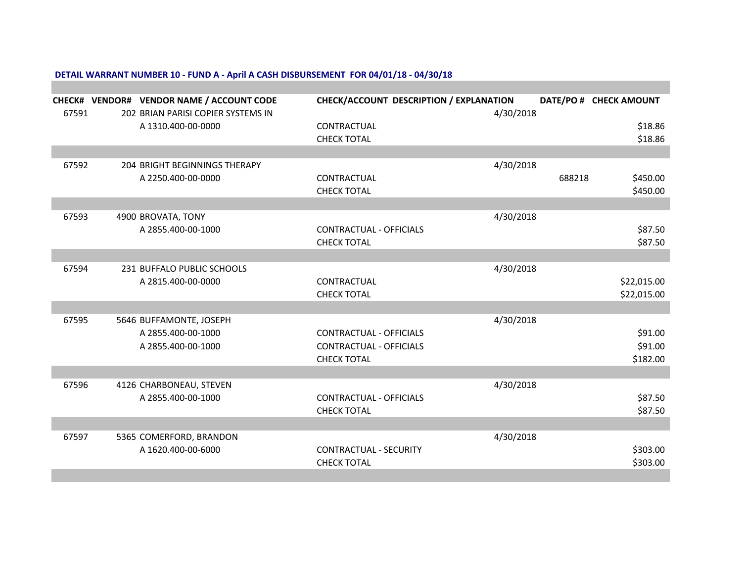**DETAIL WARRANT NUMBER 10 - FUND A - April A CASH DISBURSEMENT FOR 04/01/18 - 04/30/18**

| CHECK# | VENDOR# | VENDOR NAME / ACCOUNT CODE | CHECK/ACCOUNT DESCRIPTION / EXPLANATION | DATE/PO # | CHECK AMOUNT |
|---|---|---|---|---|---|
| 67591 | 202 | BRIAN PARISI COPIER SYSTEMS IN | | 4/30/2018 | |
| | | A 1310.400-00-0000 | CONTRACTUAL | | $18.86 |
| | | | CHECK TOTAL | | $18.86 |
| 67592 | 204 | BRIGHT BEGINNINGS THERAPY | | 4/30/2018 | |
| | | A 2250.400-00-0000 | CONTRACTUAL | 688218 | $450.00 |
| | | | CHECK TOTAL | | $450.00 |
| 67593 | 4900 | BROVATA, TONY | | 4/30/2018 | |
| | | A 2855.400-00-1000 | CONTRACTUAL - OFFICIALS | | $87.50 |
| | | | CHECK TOTAL | | $87.50 |
| 67594 | 231 | BUFFALO PUBLIC SCHOOLS | | 4/30/2018 | |
| | | A 2815.400-00-0000 | CONTRACTUAL | | $22,015.00 |
| | | | CHECK TOTAL | | $22,015.00 |
| 67595 | 5646 | BUFFAMONTE, JOSEPH | | 4/30/2018 | |
| | | A 2855.400-00-1000 | CONTRACTUAL - OFFICIALS | | $91.00 |
| | | A 2855.400-00-1000 | CONTRACTUAL - OFFICIALS | | $91.00 |
| | | | CHECK TOTAL | | $182.00 |
| 67596 | 4126 | CHARBONEAU, STEVEN | | 4/30/2018 | |
| | | A 2855.400-00-1000 | CONTRACTUAL - OFFICIALS | | $87.50 |
| | | | CHECK TOTAL | | $87.50 |
| 67597 | 5365 | COMERFORD, BRANDON | | 4/30/2018 | |
| | | A 1620.400-00-6000 | CONTRACTUAL - SECURITY | | $303.00 |
| | | | CHECK TOTAL | | $303.00 |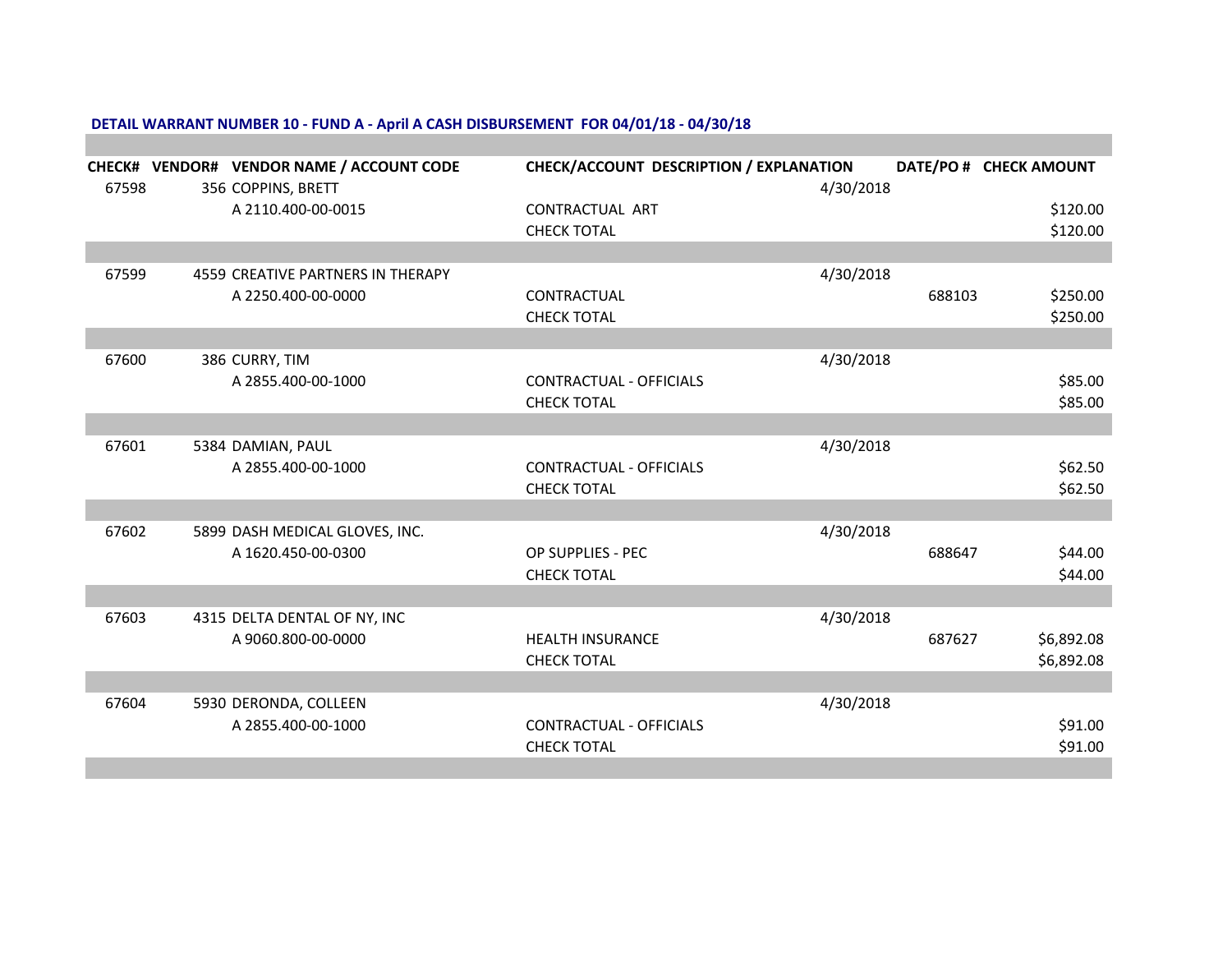**DETAIL WARRANT NUMBER 10 - FUND A - April A CASH DISBURSEMENT FOR 04/01/18 - 04/30/18**

| CHECK# | VENDOR# | VENDOR NAME / ACCOUNT CODE | CHECK/ACCOUNT DESCRIPTION / EXPLANATION | DATE/PO # | CHECK AMOUNT |
|---|---|---|---|---|---|
| 67598 | 356 | COPPINS, BRETT | | 4/30/2018 | |
| | | A 2110.400-00-0015 | CONTRACTUAL ART | | $120.00 |
| | | | CHECK TOTAL | | $120.00 |
| 67599 | 4559 | CREATIVE PARTNERS IN THERAPY | | 4/30/2018 | |
| | | A 2250.400-00-0000 | CONTRACTUAL | 688103 | $250.00 |
| | | | CHECK TOTAL | | $250.00 |
| 67600 | 386 | CURRY, TIM | | 4/30/2018 | |
| | | A 2855.400-00-1000 | CONTRACTUAL - OFFICIALS | | $85.00 |
| | | | CHECK TOTAL | | $85.00 |
| 67601 | 5384 | DAMIAN, PAUL | | 4/30/2018 | |
| | | A 2855.400-00-1000 | CONTRACTUAL - OFFICIALS | | $62.50 |
| | | | CHECK TOTAL | | $62.50 |
| 67602 | 5899 | DASH MEDICAL GLOVES, INC. | | 4/30/2018 | |
| | | A 1620.450-00-0300 | OP SUPPLIES - PEC | 688647 | $44.00 |
| | | | CHECK TOTAL | | $44.00 |
| 67603 | 4315 | DELTA DENTAL OF NY, INC | | 4/30/2018 | |
| | | A 9060.800-00-0000 | HEALTH INSURANCE | 687627 | $6,892.08 |
| | | | CHECK TOTAL | | $6,892.08 |
| 67604 | 5930 | DERONDA, COLLEEN | | 4/30/2018 | |
| | | A 2855.400-00-1000 | CONTRACTUAL - OFFICIALS | | $91.00 |
| | | | CHECK TOTAL | | $91.00 |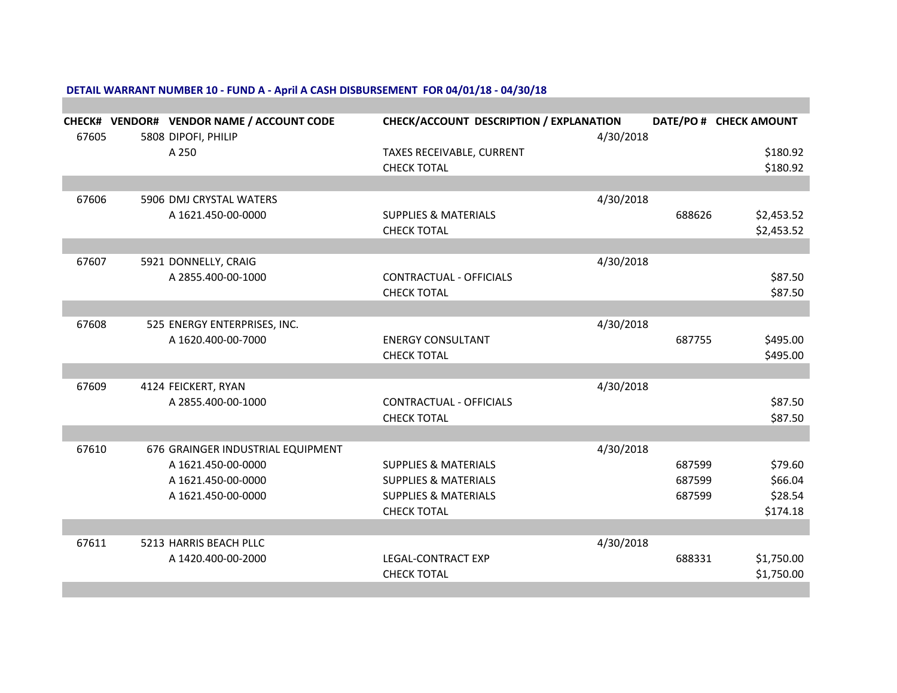**DETAIL WARRANT NUMBER 10 - FUND A - April A CASH DISBURSEMENT FOR 04/01/18 - 04/30/18**

| CHECK# | VENDOR# | VENDOR NAME / ACCOUNT CODE | CHECK/ACCOUNT DESCRIPTION / EXPLANATION | DATE/PO # | CHECK AMOUNT |
|---|---|---|---|---|---|
| 67605 | 5808 | DIPOFI, PHILIP | | 4/30/2018 | |
| | | A 250 | TAXES RECEIVABLE, CURRENT | | $180.92 |
| | | | CHECK TOTAL | | $180.92 |
| 67606 | 5906 | DMJ CRYSTAL WATERS | | 4/30/2018 | |
| | | A 1621.450-00-0000 | SUPPLIES & MATERIALS | 688626 | $2,453.52 |
| | | | CHECK TOTAL | | $2,453.52 |
| 67607 | 5921 | DONNELLY, CRAIG | | 4/30/2018 | |
| | | A 2855.400-00-1000 | CONTRACTUAL - OFFICIALS | | $87.50 |
| | | | CHECK TOTAL | | $87.50 |
| 67608 | 525 | ENERGY ENTERPRISES, INC. | | 4/30/2018 | |
| | | A 1620.400-00-7000 | ENERGY CONSULTANT | 687755 | $495.00 |
| | | | CHECK TOTAL | | $495.00 |
| 67609 | 4124 | FEICKERT, RYAN | | 4/30/2018 | |
| | | A 2855.400-00-1000 | CONTRACTUAL - OFFICIALS | | $87.50 |
| | | | CHECK TOTAL | | $87.50 |
| 67610 | 676 | GRAINGER INDUSTRIAL EQUIPMENT | | 4/30/2018 | |
| | | A 1621.450-00-0000 | SUPPLIES & MATERIALS | 687599 | $79.60 |
| | | A 1621.450-00-0000 | SUPPLIES & MATERIALS | 687599 | $66.04 |
| | | A 1621.450-00-0000 | SUPPLIES & MATERIALS | 687599 | $28.54 |
| | | | CHECK TOTAL | | $174.18 |
| 67611 | 5213 | HARRIS BEACH PLLC | | 4/30/2018 | |
| | | A 1420.400-00-2000 | LEGAL-CONTRACT EXP | 688331 | $1,750.00 |
| | | | CHECK TOTAL | | $1,750.00 |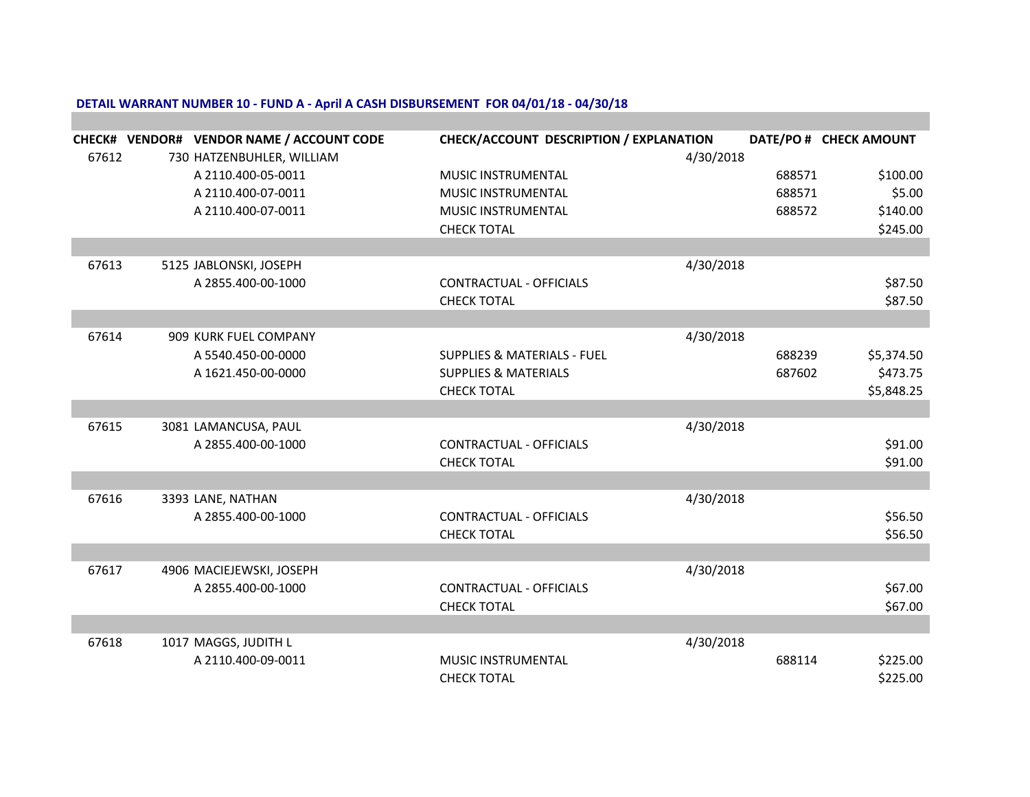**DETAIL WARRANT NUMBER 10 - FUND A - April A CASH DISBURSEMENT FOR 04/01/18 - 04/30/18**

| CHECK# | VENDOR# | VENDOR NAME / ACCOUNT CODE | CHECK/ACCOUNT DESCRIPTION / EXPLANATION | DATE/PO # | CHECK AMOUNT |
|---|---|---|---|---|---|
| 67612 | 730 | HATZENBUHLER, WILLIAM | | 4/30/2018 | |
| | | A 2110.400-05-0011 | MUSIC INSTRUMENTAL | 688571 | $100.00 |
| | | A 2110.400-07-0011 | MUSIC INSTRUMENTAL | 688571 | $5.00 |
| | | A 2110.400-07-0011 | MUSIC INSTRUMENTAL | 688572 | $140.00 |
| | | | CHECK TOTAL | | $245.00 |
| 67613 | 5125 | JABLONSKI, JOSEPH | | 4/30/2018 | |
| | | A 2855.400-00-1000 | CONTRACTUAL - OFFICIALS | | $87.50 |
| | | | CHECK TOTAL | | $87.50 |
| 67614 | 909 | KURK FUEL COMPANY | | 4/30/2018 | |
| | | A 5540.450-00-0000 | SUPPLIES & MATERIALS - FUEL | 688239 | $5,374.50 |
| | | A 1621.450-00-0000 | SUPPLIES & MATERIALS | 687602 | $473.75 |
| | | | CHECK TOTAL | | $5,848.25 |
| 67615 | 3081 | LAMANCUSA, PAUL | | 4/30/2018 | |
| | | A 2855.400-00-1000 | CONTRACTUAL - OFFICIALS | | $91.00 |
| | | | CHECK TOTAL | | $91.00 |
| 67616 | 3393 | LANE, NATHAN | | 4/30/2018 | |
| | | A 2855.400-00-1000 | CONTRACTUAL - OFFICIALS | | $56.50 |
| | | | CHECK TOTAL | | $56.50 |
| 67617 | 4906 | MACIEJEWSKI, JOSEPH | | 4/30/2018 | |
| | | A 2855.400-00-1000 | CONTRACTUAL - OFFICIALS | | $67.00 |
| | | | CHECK TOTAL | | $67.00 |
| 67618 | 1017 | MAGGS, JUDITH L | | 4/30/2018 | |
| | | A 2110.400-09-0011 | MUSIC INSTRUMENTAL | 688114 | $225.00 |
| | | | CHECK TOTAL | | $225.00 |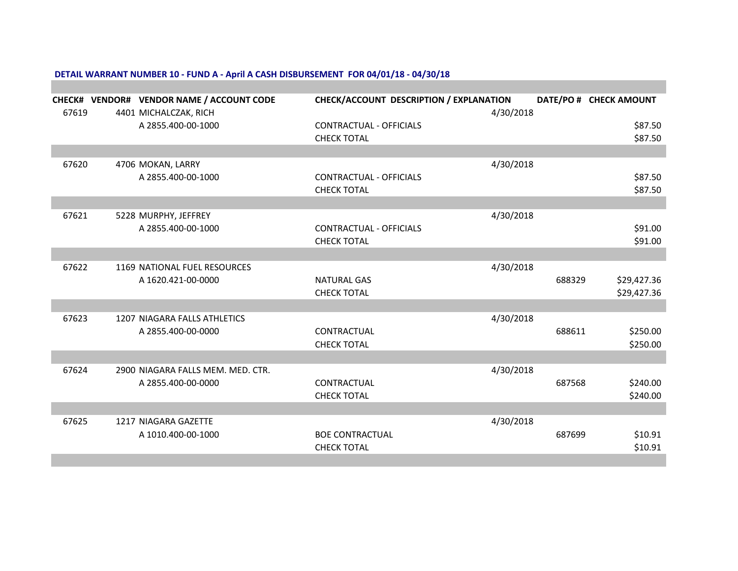**DETAIL WARRANT NUMBER 10 - FUND A - April A CASH DISBURSEMENT FOR 04/01/18 - 04/30/18**

| CHECK# | VENDOR# | VENDOR NAME / ACCOUNT CODE | CHECK/ACCOUNT DESCRIPTION / EXPLANATION | | DATE/PO # | CHECK AMOUNT |
|---|---|---|---|---|---|---|
| 67619 | 4401 | MICHALCZAK, RICH | | 4/30/2018 | | |
| | | A 2855.400-00-1000 | CONTRACTUAL - OFFICIALS | | | $87.50 |
| | | | CHECK TOTAL | | | $87.50 |
| 67620 | 4706 | MOKAN, LARRY | | 4/30/2018 | | |
| | | A 2855.400-00-1000 | CONTRACTUAL - OFFICIALS | | | $87.50 |
| | | | CHECK TOTAL | | | $87.50 |
| 67621 | 5228 | MURPHY, JEFFREY | | 4/30/2018 | | |
| | | A 2855.400-00-1000 | CONTRACTUAL - OFFICIALS | | | $91.00 |
| | | | CHECK TOTAL | | | $91.00 |
| 67622 | 1169 | NATIONAL FUEL RESOURCES | | 4/30/2018 | | |
| | | A 1620.421-00-0000 | NATURAL GAS | | 688329 | $29,427.36 |
| | | | CHECK TOTAL | | | $29,427.36 |
| 67623 | 1207 | NIAGARA FALLS ATHLETICS | | 4/30/2018 | | |
| | | A 2855.400-00-0000 | CONTRACTUAL | | 688611 | $250.00 |
| | | | CHECK TOTAL | | | $250.00 |
| 67624 | 2900 | NIAGARA FALLS MEM. MED. CTR. | | 4/30/2018 | | |
| | | A 2855.400-00-0000 | CONTRACTUAL | | 687568 | $240.00 |
| | | | CHECK TOTAL | | | $240.00 |
| 67625 | 1217 | NIAGARA GAZETTE | | 4/30/2018 | | |
| | | A 1010.400-00-1000 | BOE CONTRACTUAL | | 687699 | $10.91 |
| | | | CHECK TOTAL | | | $10.91 |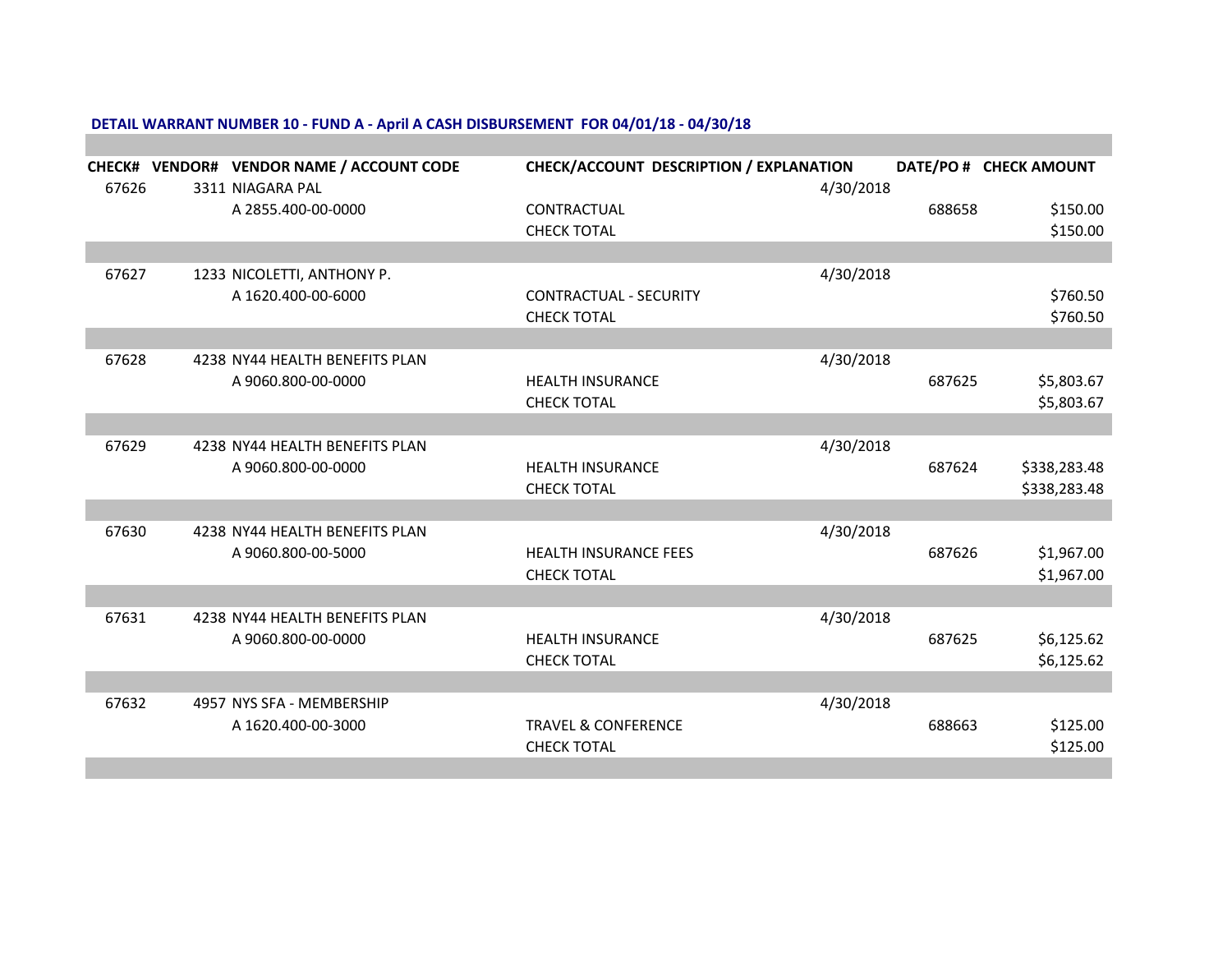**DETAIL WARRANT NUMBER 10 - FUND A - April A CASH DISBURSEMENT FOR 04/01/18 - 04/30/18**

| CHECK# | VENDOR# | VENDOR NAME / ACCOUNT CODE | CHECK/ACCOUNT DESCRIPTION / EXPLANATION | | DATE/PO # | CHECK AMOUNT |
|---|---|---|---|---|---|---|
| 67626 | 3311 | NIAGARA PAL | | 4/30/2018 | | |
| | | A 2855.400-00-0000 | CONTRACTUAL | | 688658 | $150.00 |
| | | | CHECK TOTAL | | | $150.00 |
| 67627 | 1233 | NICOLETTI, ANTHONY P. | | 4/30/2018 | | |
| | | A 1620.400-00-6000 | CONTRACTUAL - SECURITY | | | $760.50 |
| | | | CHECK TOTAL | | | $760.50 |
| 67628 | 4238 | NY44 HEALTH BENEFITS PLAN | | 4/30/2018 | | |
| | | A 9060.800-00-0000 | HEALTH INSURANCE | | 687625 | $5,803.67 |
| | | | CHECK TOTAL | | | $5,803.67 |
| 67629 | 4238 | NY44 HEALTH BENEFITS PLAN | | 4/30/2018 | | |
| | | A 9060.800-00-0000 | HEALTH INSURANCE | | 687624 | $338,283.48 |
| | | | CHECK TOTAL | | | $338,283.48 |
| 67630 | 4238 | NY44 HEALTH BENEFITS PLAN | | 4/30/2018 | | |
| | | A 9060.800-00-5000 | HEALTH INSURANCE FEES | | 687626 | $1,967.00 |
| | | | CHECK TOTAL | | | $1,967.00 |
| 67631 | 4238 | NY44 HEALTH BENEFITS PLAN | | 4/30/2018 | | |
| | | A 9060.800-00-0000 | HEALTH INSURANCE | | 687625 | $6,125.62 |
| | | | CHECK TOTAL | | | $6,125.62 |
| 67632 | 4957 | NYS SFA - MEMBERSHIP | | 4/30/2018 | | |
| | | A 1620.400-00-3000 | TRAVEL & CONFERENCE | | 688663 | $125.00 |
| | | | CHECK TOTAL | | | $125.00 |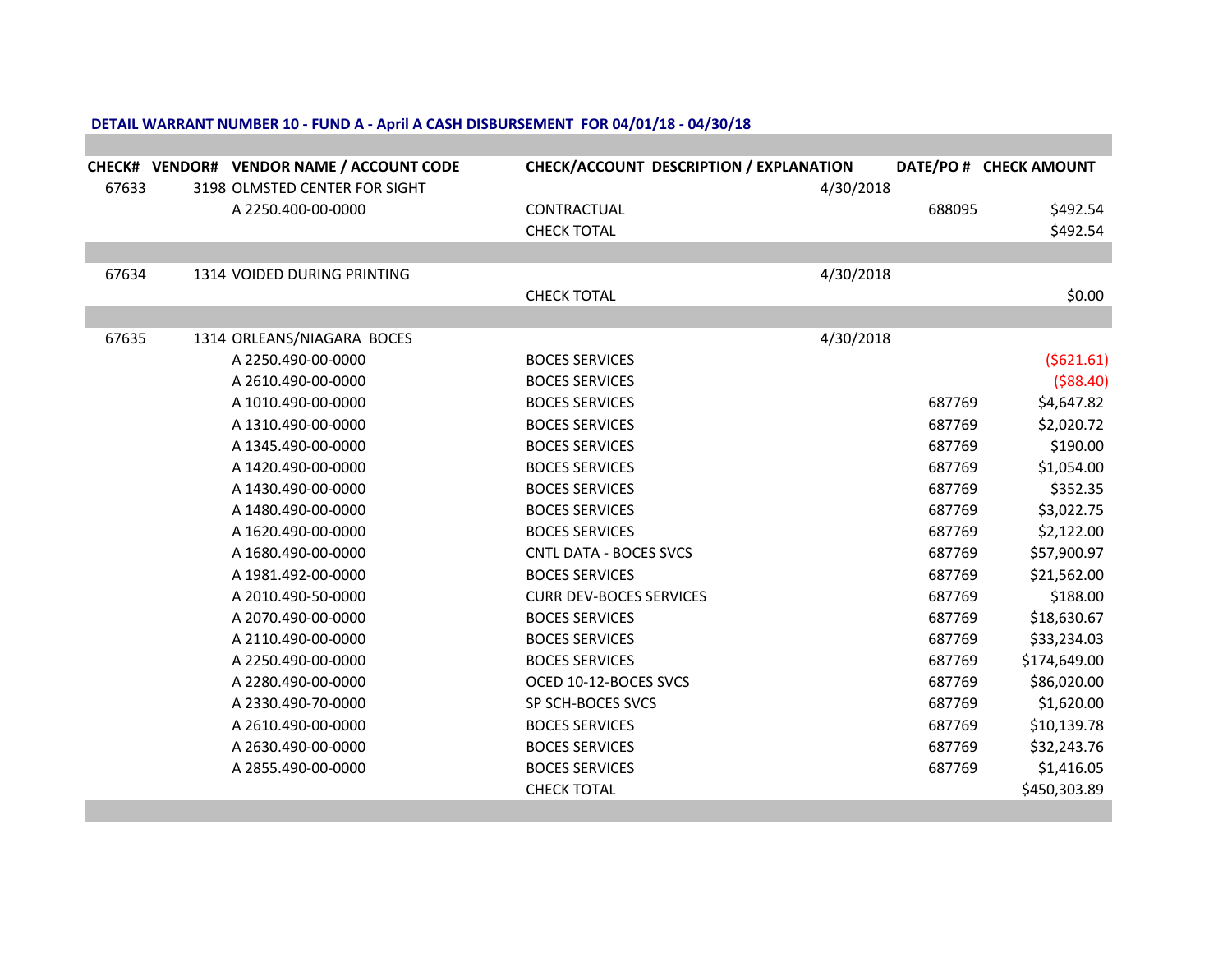**DETAIL WARRANT NUMBER 10 - FUND A - April A CASH DISBURSEMENT FOR 04/01/18 - 04/30/18**

| CHECK# | VENDOR# | VENDOR NAME / ACCOUNT CODE | CHECK/ACCOUNT DESCRIPTION / EXPLANATION | DATE/PO # | CHECK AMOUNT |
|---|---|---|---|---|---|
| 67633 | 3198 | OLMSTED CENTER FOR SIGHT | | 4/30/2018 | |
| | | A 2250.400-00-0000 | CONTRACTUAL | 688095 | $492.54 |
| | | | CHECK TOTAL | | $492.54 |
| | | | | | |
| 67634 | 1314 | VOIDED DURING PRINTING | | 4/30/2018 | |
| | | | CHECK TOTAL | | $0.00 |
| | | | | | |
| 67635 | 1314 | ORLEANS/NIAGARA BOCES | | 4/30/2018 | |
| | | A 2250.490-00-0000 | BOCES SERVICES | | ($621.61) |
| | | A 2610.490-00-0000 | BOCES SERVICES | | ($88.40) |
| | | A 1010.490-00-0000 | BOCES SERVICES | 687769 | $4,647.82 |
| | | A 1310.490-00-0000 | BOCES SERVICES | 687769 | $2,020.72 |
| | | A 1345.490-00-0000 | BOCES SERVICES | 687769 | $190.00 |
| | | A 1420.490-00-0000 | BOCES SERVICES | 687769 | $1,054.00 |
| | | A 1430.490-00-0000 | BOCES SERVICES | 687769 | $352.35 |
| | | A 1480.490-00-0000 | BOCES SERVICES | 687769 | $3,022.75 |
| | | A 1620.490-00-0000 | BOCES SERVICES | 687769 | $2,122.00 |
| | | A 1680.490-00-0000 | CNTL DATA - BOCES SVCS | 687769 | $57,900.97 |
| | | A 1981.492-00-0000 | BOCES SERVICES | 687769 | $21,562.00 |
| | | A 2010.490-50-0000 | CURR DEV-BOCES SERVICES | 687769 | $188.00 |
| | | A 2070.490-00-0000 | BOCES SERVICES | 687769 | $18,630.67 |
| | | A 2110.490-00-0000 | BOCES SERVICES | 687769 | $33,234.03 |
| | | A 2250.490-00-0000 | BOCES SERVICES | 687769 | $174,649.00 |
| | | A 2280.490-00-0000 | OCED 10-12-BOCES SVCS | 687769 | $86,020.00 |
| | | A 2330.490-70-0000 | SP SCH-BOCES SVCS | 687769 | $1,620.00 |
| | | A 2610.490-00-0000 | BOCES SERVICES | 687769 | $10,139.78 |
| | | A 2630.490-00-0000 | BOCES SERVICES | 687769 | $32,243.76 |
| | | A 2855.490-00-0000 | BOCES SERVICES | 687769 | $1,416.05 |
| | | | CHECK TOTAL | | $450,303.89 |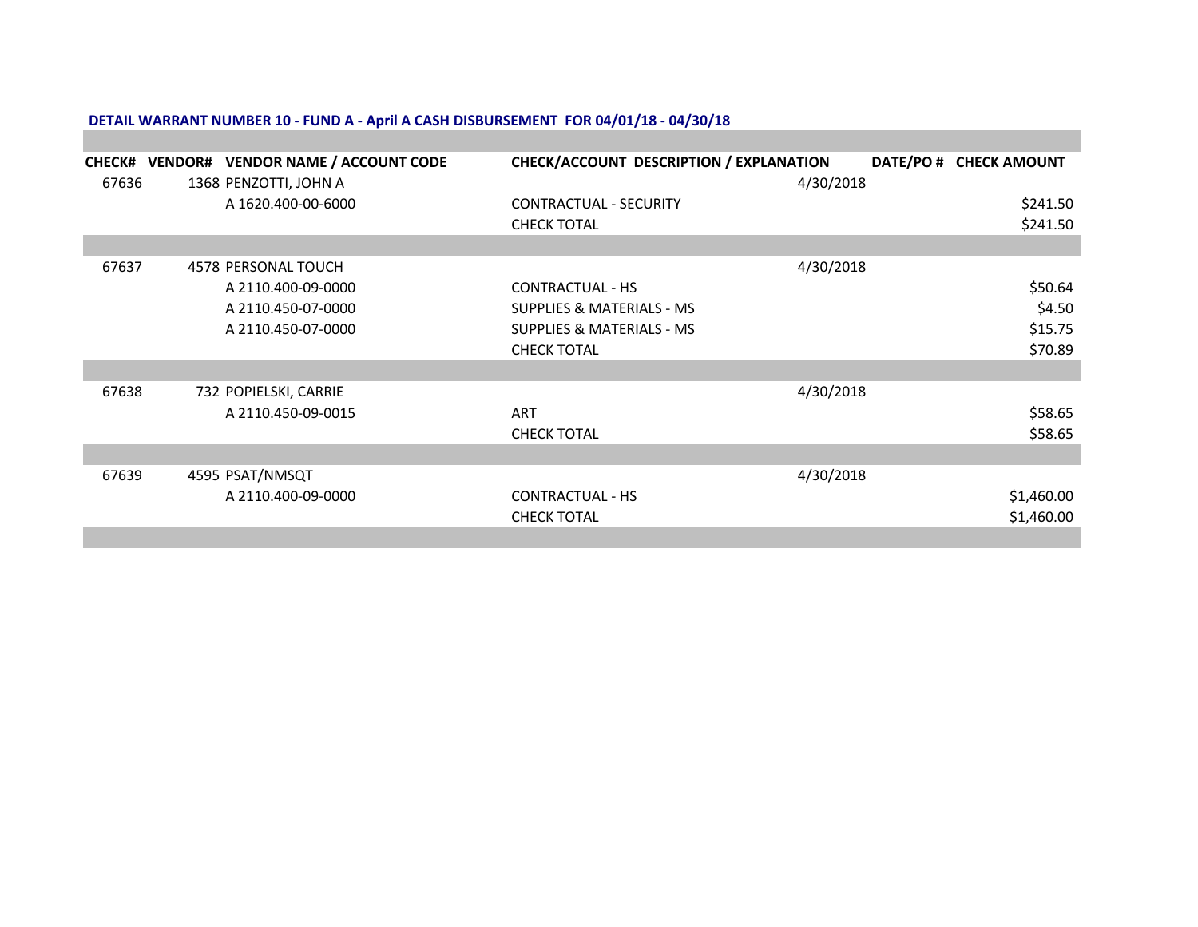**DETAIL WARRANT NUMBER 10 - FUND A - April A CASH DISBURSEMENT FOR 04/01/18 - 04/30/18**

| CHECK# | VENDOR# | VENDOR NAME / ACCOUNT CODE | CHECK/ACCOUNT DESCRIPTION / EXPLANATION | DATE/PO # | CHECK AMOUNT |
|---|---|---|---|---|---|
| 67636 | 1368 | PENZOTTI, JOHN A | | 4/30/2018 | |
| | | A 1620.400-00-6000 | CONTRACTUAL - SECURITY | | $241.50 |
| | | | CHECK TOTAL | | $241.50 |
| 67637 | 4578 | PERSONAL TOUCH | | 4/30/2018 | |
| | | A 2110.400-09-0000 | CONTRACTUAL - HS | | $50.64 |
| | | A 2110.450-07-0000 | SUPPLIES & MATERIALS - MS | | $4.50 |
| | | A 2110.450-07-0000 | SUPPLIES & MATERIALS - MS | | $15.75 |
| | | | CHECK TOTAL | | $70.89 |
| 67638 | 732 | POPIELSKI, CARRIE | | 4/30/2018 | |
| | | A 2110.450-09-0015 | ART | | $58.65 |
| | | | CHECK TOTAL | | $58.65 |
| 67639 | 4595 | PSAT/NMSQT | | 4/30/2018 | |
| | | A 2110.400-09-0000 | CONTRACTUAL - HS | | $1,460.00 |
| | | | CHECK TOTAL | | $1,460.00 |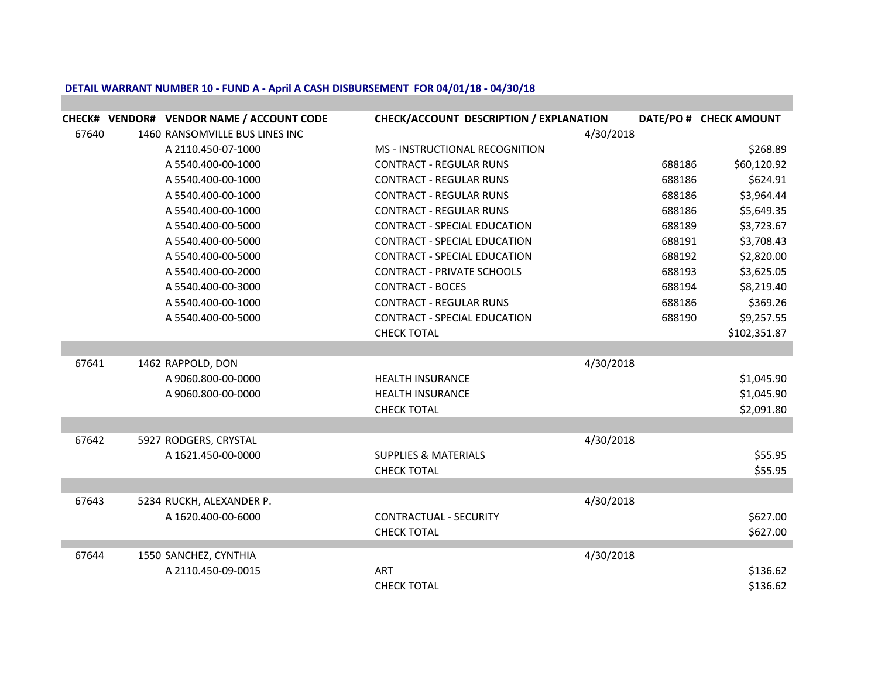**DETAIL WARRANT NUMBER 10 - FUND A - April A CASH DISBURSEMENT FOR 04/01/18 - 04/30/18**

| CHECK# | VENDOR# | VENDOR NAME / ACCOUNT CODE | CHECK/ACCOUNT DESCRIPTION / EXPLANATION | DATE/PO # | CHECK AMOUNT |
|---|---|---|---|---|---|
| 67640 | 1460 | RANSOMVILLE BUS LINES INC | | 4/30/2018 | |
| | | A 2110.450-07-1000 | MS - INSTRUCTIONAL RECOGNITION | | $268.89 |
| | | A 5540.400-00-1000 | CONTRACT - REGULAR RUNS | 688186 | $60,120.92 |
| | | A 5540.400-00-1000 | CONTRACT - REGULAR RUNS | 688186 | $624.91 |
| | | A 5540.400-00-1000 | CONTRACT - REGULAR RUNS | 688186 | $3,964.44 |
| | | A 5540.400-00-1000 | CONTRACT - REGULAR RUNS | 688186 | $5,649.35 |
| | | A 5540.400-00-5000 | CONTRACT - SPECIAL EDUCATION | 688189 | $3,723.67 |
| | | A 5540.400-00-5000 | CONTRACT - SPECIAL EDUCATION | 688191 | $3,708.43 |
| | | A 5540.400-00-5000 | CONTRACT - SPECIAL EDUCATION | 688192 | $2,820.00 |
| | | A 5540.400-00-2000 | CONTRACT - PRIVATE SCHOOLS | 688193 | $3,625.05 |
| | | A 5540.400-00-3000 | CONTRACT - BOCES | 688194 | $8,219.40 |
| | | A 5540.400-00-1000 | CONTRACT - REGULAR RUNS | 688186 | $369.26 |
| | | A 5540.400-00-5000 | CONTRACT - SPECIAL EDUCATION | 688190 | $9,257.55 |
| | | | CHECK TOTAL | | $102,351.87 |
| 67641 | 1462 | RAPPOLD, DON | | 4/30/2018 | |
| | | A 9060.800-00-0000 | HEALTH INSURANCE | | $1,045.90 |
| | | A 9060.800-00-0000 | HEALTH INSURANCE | | $1,045.90 |
| | | | CHECK TOTAL | | $2,091.80 |
| 67642 | 5927 | RODGERS, CRYSTAL | | 4/30/2018 | |
| | | A 1621.450-00-0000 | SUPPLIES & MATERIALS | | $55.95 |
| | | | CHECK TOTAL | | $55.95 |
| 67643 | 5234 | RUCKH, ALEXANDER P. | | 4/30/2018 | |
| | | A 1620.400-00-6000 | CONTRACTUAL - SECURITY | | $627.00 |
| | | | CHECK TOTAL | | $627.00 |
| 67644 | 1550 | SANCHEZ, CYNTHIA | | 4/30/2018 | |
| | | A 2110.450-09-0015 | ART | | $136.62 |
| | | | CHECK TOTAL | | $136.62 |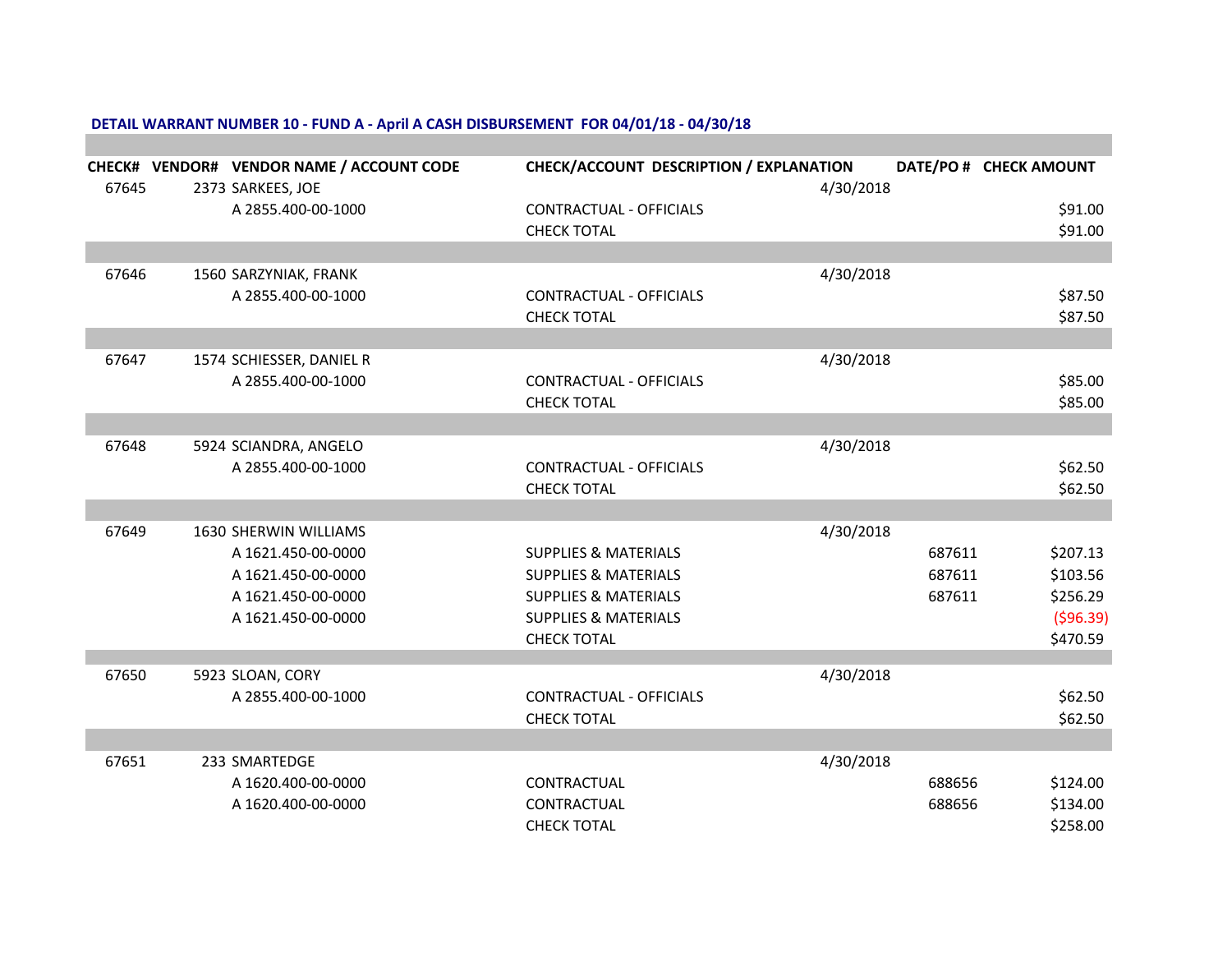**DETAIL WARRANT NUMBER 10 - FUND A - April A CASH DISBURSEMENT FOR 04/01/18 - 04/30/18**

| CHECK# | VENDOR# | VENDOR NAME / ACCOUNT CODE | CHECK/ACCOUNT DESCRIPTION / EXPLANATION | DATE/PO # | CHECK AMOUNT |
|---|---|---|---|---|---|
| 67645 | 2373 | SARKEES, JOE | | 4/30/2018 | |
| | | A 2855.400-00-1000 | CONTRACTUAL - OFFICIALS | | $91.00 |
| | | | CHECK TOTAL | | $91.00 |
| 67646 | 1560 | SARZYNIAK, FRANK | | 4/30/2018 | |
| | | A 2855.400-00-1000 | CONTRACTUAL - OFFICIALS | | $87.50 |
| | | | CHECK TOTAL | | $87.50 |
| 67647 | 1574 | SCHIESSER, DANIEL R | | 4/30/2018 | |
| | | A 2855.400-00-1000 | CONTRACTUAL - OFFICIALS | | $85.00 |
| | | | CHECK TOTAL | | $85.00 |
| 67648 | 5924 | SCIANDRA, ANGELO | | 4/30/2018 | |
| | | A 2855.400-00-1000 | CONTRACTUAL - OFFICIALS | | $62.50 |
| | | | CHECK TOTAL | | $62.50 |
| 67649 | 1630 | SHERWIN WILLIAMS | | 4/30/2018 | |
| | | A 1621.450-00-0000 | SUPPLIES & MATERIALS | 687611 | $207.13 |
| | | A 1621.450-00-0000 | SUPPLIES & MATERIALS | 687611 | $103.56 |
| | | A 1621.450-00-0000 | SUPPLIES & MATERIALS | 687611 | $256.29 |
| | | A 1621.450-00-0000 | SUPPLIES & MATERIALS | | ($96.39) |
| | | | CHECK TOTAL | | $470.59 |
| 67650 | 5923 | SLOAN, CORY | | 4/30/2018 | |
| | | A 2855.400-00-1000 | CONTRACTUAL - OFFICIALS | | $62.50 |
| | | | CHECK TOTAL | | $62.50 |
| 67651 | 233 | SMARTEDGE | | 4/30/2018 | |
| | | A 1620.400-00-0000 | CONTRACTUAL | 688656 | $124.00 |
| | | A 1620.400-00-0000 | CONTRACTUAL | 688656 | $134.00 |
| | | | CHECK TOTAL | | $258.00 |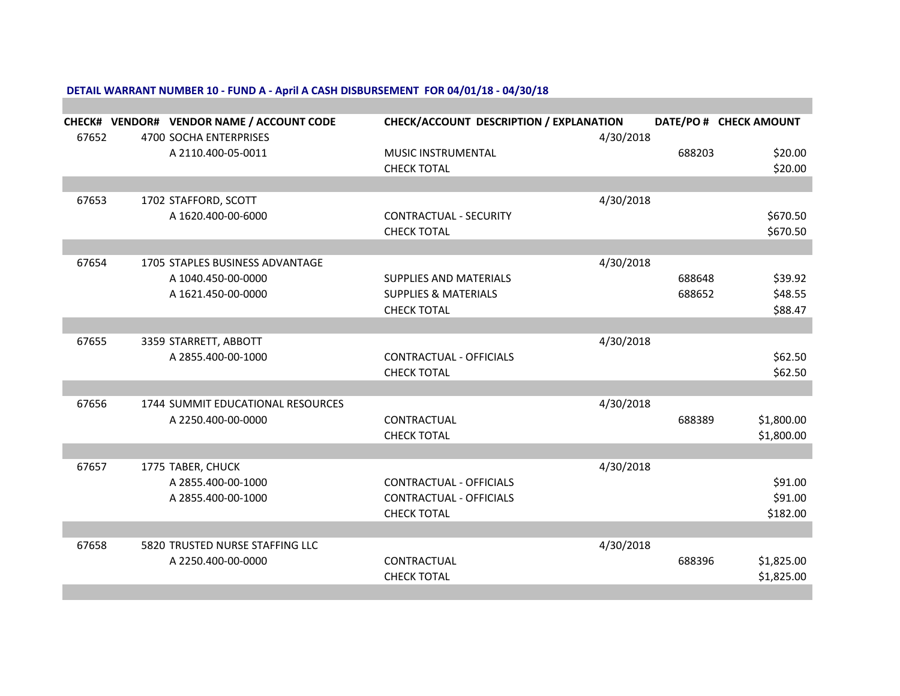**DETAIL WARRANT NUMBER 10 - FUND A - April A CASH DISBURSEMENT FOR 04/01/18 - 04/30/18**

| CHECK# | VENDOR# | VENDOR NAME / ACCOUNT CODE | CHECK/ACCOUNT DESCRIPTION / EXPLANATION | DATE/PO # | CHECK AMOUNT |
|---|---|---|---|---|---|
| 67652 | 4700 | SOCHA ENTERPRISES | | 4/30/2018 | |
| | | A 2110.400-05-0011 | MUSIC INSTRUMENTAL | 688203 | $20.00 |
| | | | CHECK TOTAL | | $20.00 |
| 67653 | 1702 | STAFFORD, SCOTT | | 4/30/2018 | |
| | | A 1620.400-00-6000 | CONTRACTUAL - SECURITY | | $670.50 |
| | | | CHECK TOTAL | | $670.50 |
| 67654 | 1705 | STAPLES BUSINESS ADVANTAGE | | 4/30/2018 | |
| | | A 1040.450-00-0000 | SUPPLIES AND MATERIALS | 688648 | $39.92 |
| | | A 1621.450-00-0000 | SUPPLIES & MATERIALS | 688652 | $48.55 |
| | | | CHECK TOTAL | | $88.47 |
| 67655 | 3359 | STARRETT, ABBOTT | | 4/30/2018 | |
| | | A 2855.400-00-1000 | CONTRACTUAL - OFFICIALS | | $62.50 |
| | | | CHECK TOTAL | | $62.50 |
| 67656 | 1744 | SUMMIT EDUCATIONAL RESOURCES | | 4/30/2018 | |
| | | A 2250.400-00-0000 | CONTRACTUAL | 688389 | $1,800.00 |
| | | | CHECK TOTAL | | $1,800.00 |
| 67657 | 1775 | TABER, CHUCK | | 4/30/2018 | |
| | | A 2855.400-00-1000 | CONTRACTUAL - OFFICIALS | | $91.00 |
| | | A 2855.400-00-1000 | CONTRACTUAL - OFFICIALS | | $91.00 |
| | | | CHECK TOTAL | | $182.00 |
| 67658 | 5820 | TRUSTED NURSE STAFFING LLC | | 4/30/2018 | |
| | | A 2250.400-00-0000 | CONTRACTUAL | 688396 | $1,825.00 |
| | | | CHECK TOTAL | | $1,825.00 |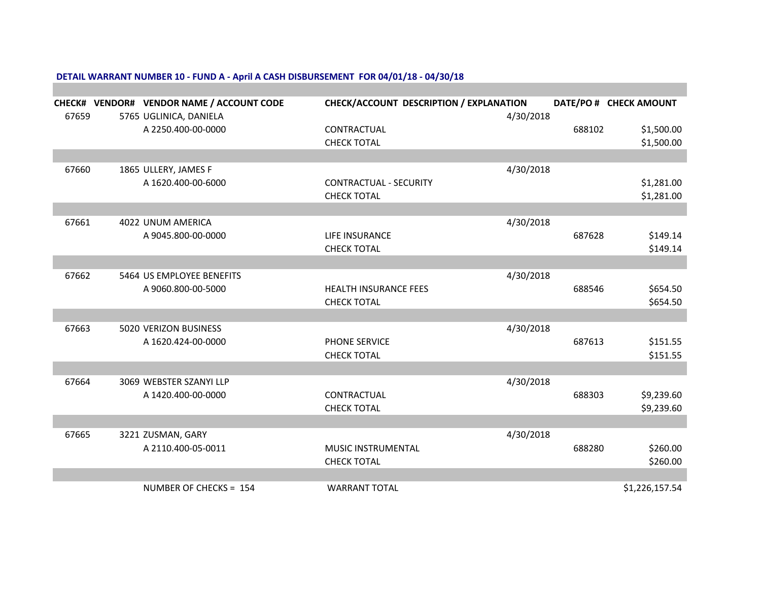**DETAIL WARRANT NUMBER 10 - FUND A - April A CASH DISBURSEMENT FOR 04/01/18 - 04/30/18**

| CHECK# | VENDOR# | VENDOR NAME / ACCOUNT CODE | CHECK/ACCOUNT DESCRIPTION / EXPLANATION | DATE/PO # | CHECK AMOUNT |
|---|---|---|---|---|---|
| 67659 | 5765 | UGLINICA, DANIELA | | 4/30/2018 | |
| | | A 2250.400-00-0000 | CONTRACTUAL | 688102 | $1,500.00 |
| | | | CHECK TOTAL | | $1,500.00 |
| 67660 | 1865 | ULLERY, JAMES F | | 4/30/2018 | |
| | | A 1620.400-00-6000 | CONTRACTUAL - SECURITY | | $1,281.00 |
| | | | CHECK TOTAL | | $1,281.00 |
| 67661 | 4022 | UNUM AMERICA | | 4/30/2018 | |
| | | A 9045.800-00-0000 | LIFE INSURANCE | 687628 | $149.14 |
| | | | CHECK TOTAL | | $149.14 |
| 67662 | 5464 | US EMPLOYEE BENEFITS | | 4/30/2018 | |
| | | A 9060.800-00-5000 | HEALTH INSURANCE FEES | 688546 | $654.50 |
| | | | CHECK TOTAL | | $654.50 |
| 67663 | 5020 | VERIZON BUSINESS | | 4/30/2018 | |
| | | A 1620.424-00-0000 | PHONE SERVICE | 687613 | $151.55 |
| | | | CHECK TOTAL | | $151.55 |
| 67664 | 3069 | WEBSTER SZANYI LLP | | 4/30/2018 | |
| | | A 1420.400-00-0000 | CONTRACTUAL | 688303 | $9,239.60 |
| | | | CHECK TOTAL | | $9,239.60 |
| 67665 | 3221 | ZUSMAN, GARY | | 4/30/2018 | |
| | | A 2110.400-05-0011 | MUSIC INSTRUMENTAL | 688280 | $260.00 |
| | | | CHECK TOTAL | | $260.00 |
| | | NUMBER OF CHECKS = 154 | WARRANT TOTAL | | $1,226,157.54 |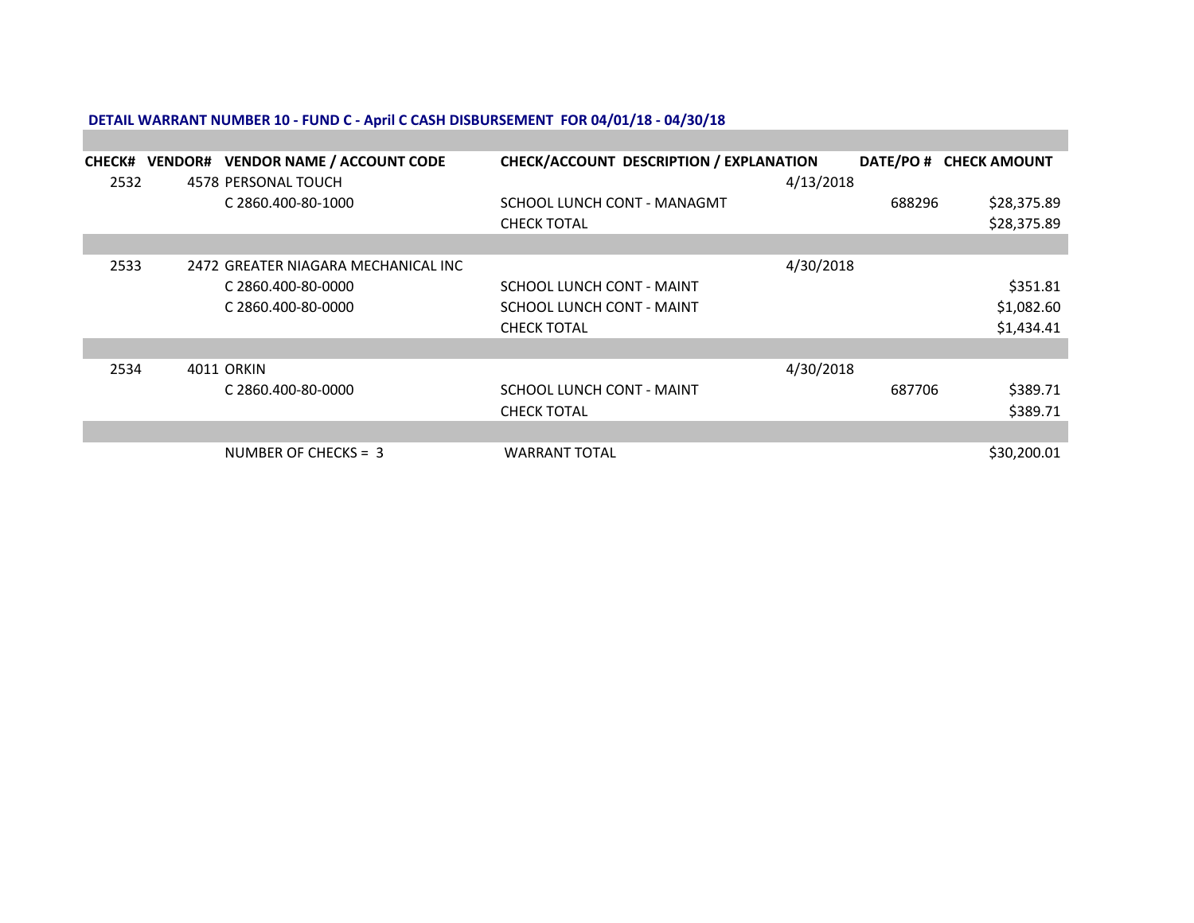**DETAIL WARRANT NUMBER 10 - FUND C - April C CASH DISBURSEMENT FOR 04/01/18 - 04/30/18**

| CHECK# | VENDOR# | VENDOR NAME / ACCOUNT CODE | CHECK/ACCOUNT DESCRIPTION / EXPLANATION | | DATE/PO # | CHECK AMOUNT |
|---|---|---|---|---|---|---|
| 2532 | 4578 | PERSONAL TOUCH | | 4/13/2018 | | |
| | | C 2860.400-80-1000 | SCHOOL LUNCH CONT - MANAGMT | | 688296 | $28,375.89 |
| | | | CHECK TOTAL | | | $28,375.89 |
| 2533 | 2472 | GREATER NIAGARA MECHANICAL INC | | 4/30/2018 | | |
| | | C 2860.400-80-0000 | SCHOOL LUNCH CONT - MAINT | | | $351.81 |
| | | C 2860.400-80-0000 | SCHOOL LUNCH CONT - MAINT | | | $1,082.60 |
| | | | CHECK TOTAL | | | $1,434.41 |
| 2534 | 4011 | ORKIN | | 4/30/2018 | | |
| | | C 2860.400-80-0000 | SCHOOL LUNCH CONT - MAINT | | 687706 | $389.71 |
| | | | CHECK TOTAL | | | $389.71 |
| | | NUMBER OF CHECKS = 3 | WARRANT TOTAL | | | $30,200.01 |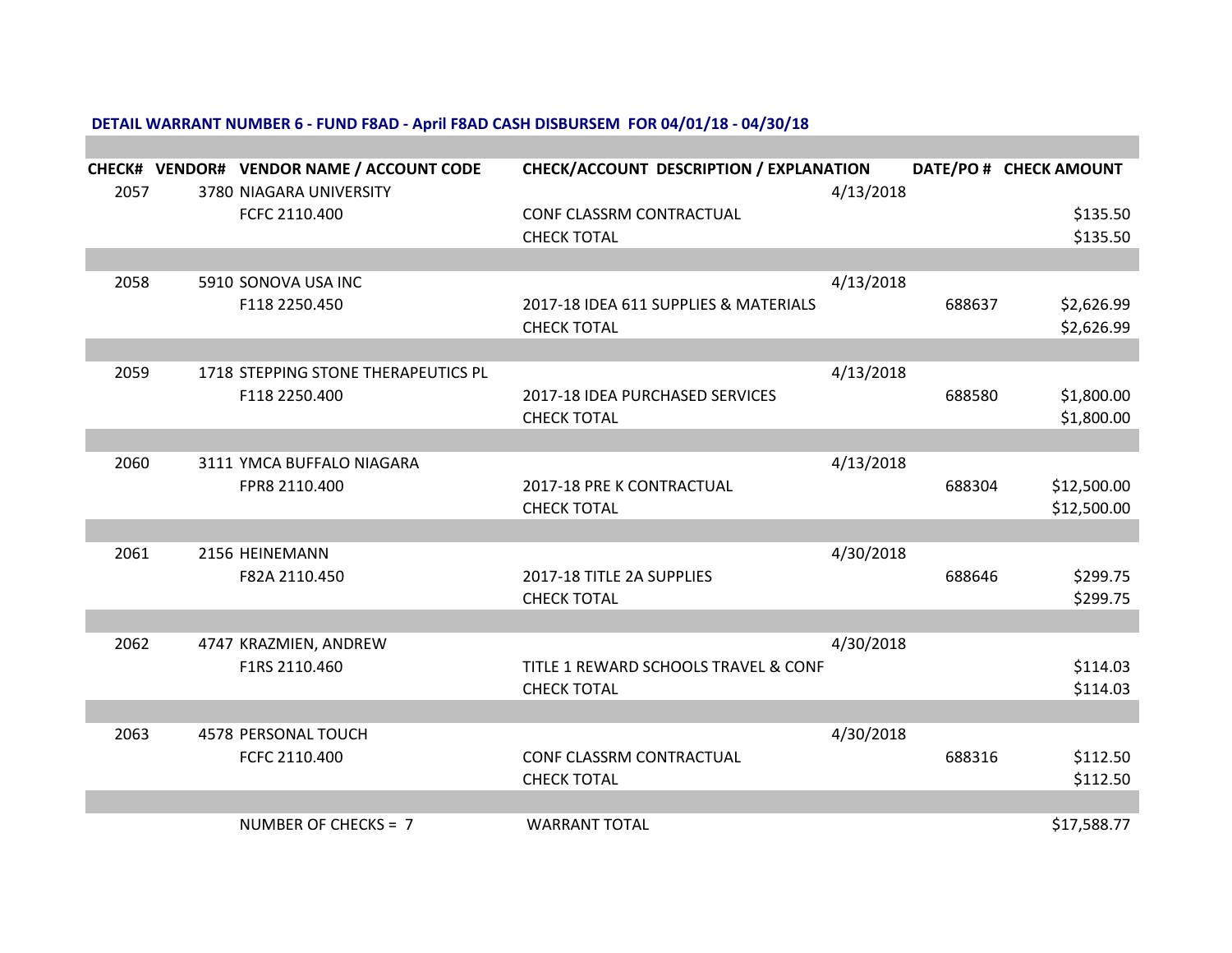**DETAIL WARRANT NUMBER 6 - FUND F8AD - April F8AD CASH DISBURSEM FOR 04/01/18 - 04/30/18**

| CHECK# | VENDOR# | VENDOR NAME / ACCOUNT CODE | CHECK/ACCOUNT DESCRIPTION / EXPLANATION | | DATE/PO # | CHECK AMOUNT |
|---|---|---|---|---|---|---|
| 2057 | 3780 | NIAGARA UNIVERSITY | | 4/13/2018 | | |
| | | FCFC 2110.400 | CONF CLASSRM CONTRACTUAL | | | $135.50 |
| | | | CHECK TOTAL | | | $135.50 |
| 2058 | 5910 | SONOVA USA INC | | 4/13/2018 | | |
| | | F118 2250.450 | 2017-18 IDEA 611 SUPPLIES & MATERIALS | | 688637 | $2,626.99 |
| | | | CHECK TOTAL | | | $2,626.99 |
| 2059 | 1718 | STEPPING STONE THERAPEUTICS PL | | 4/13/2018 | | |
| | | F118 2250.400 | 2017-18 IDEA PURCHASED SERVICES | | 688580 | $1,800.00 |
| | | | CHECK TOTAL | | | $1,800.00 |
| 2060 | 3111 | YMCA BUFFALO NIAGARA | | 4/13/2018 | | |
| | | FPR8 2110.400 | 2017-18 PRE K CONTRACTUAL | | 688304 | $12,500.00 |
| | | | CHECK TOTAL | | | $12,500.00 |
| 2061 | 2156 | HEINEMANN | | 4/30/2018 | | |
| | | F82A 2110.450 | 2017-18 TITLE 2A SUPPLIES | | 688646 | $299.75 |
| | | | CHECK TOTAL | | | $299.75 |
| 2062 | 4747 | KRAZMIEN, ANDREW | | 4/30/2018 | | |
| | | F1RS 2110.460 | TITLE 1 REWARD SCHOOLS TRAVEL & CONF | | | $114.03 |
| | | | CHECK TOTAL | | | $114.03 |
| 2063 | 4578 | PERSONAL TOUCH | | 4/30/2018 | | |
| | | FCFC 2110.400 | CONF CLASSRM CONTRACTUAL | | 688316 | $112.50 |
| | | | CHECK TOTAL | | | $112.50 |
| | | NUMBER OF CHECKS = 7 | WARRANT TOTAL | | | $17,588.77 |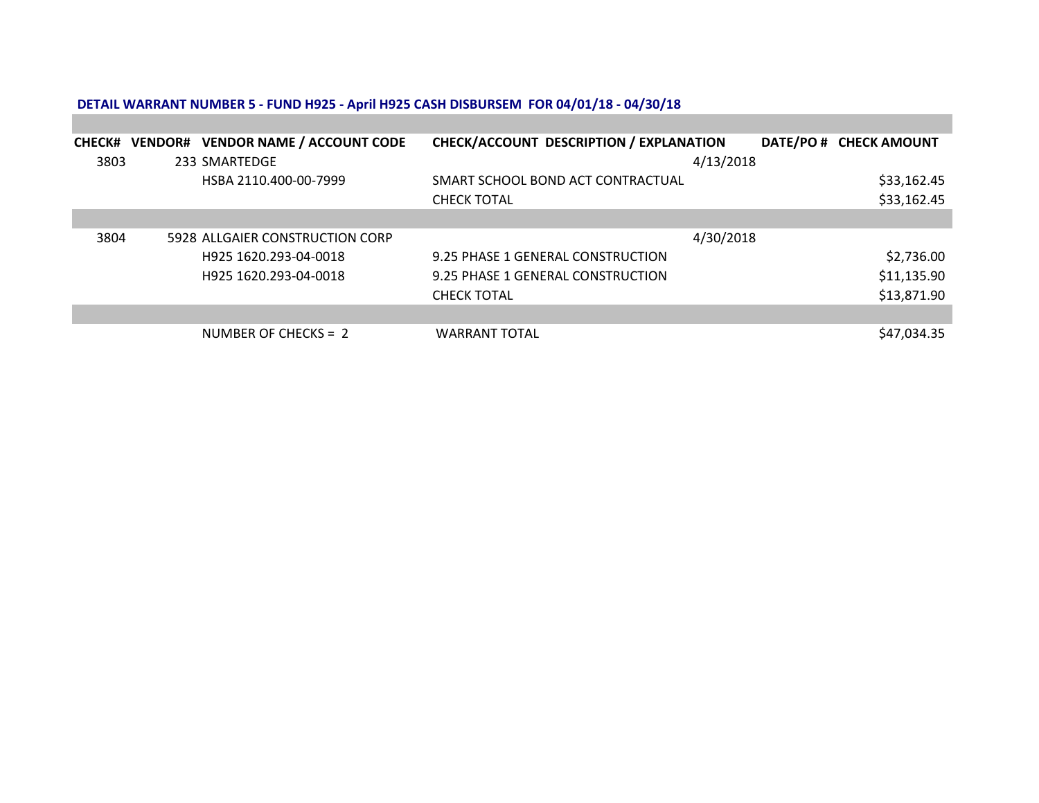**DETAIL WARRANT NUMBER 5 - FUND H925 - April H925 CASH DISBURSEM FOR 04/01/18 - 04/30/18**

| CHECK# | VENDOR# | VENDOR NAME / ACCOUNT CODE | CHECK/ACCOUNT DESCRIPTION / EXPLANATION | DATE/PO # | CHECK AMOUNT |
|---|---|---|---|---|---|
| 3803 | 233 | SMARTEDGE | | 4/13/2018 | |
| | | HSBA 2110.400-00-7999 | SMART SCHOOL BOND ACT CONTRACTUAL | | $33,162.45 |
| | | | CHECK TOTAL | | $33,162.45 |
| 3804 | 5928 | ALLGAIER CONSTRUCTION CORP | | 4/30/2018 | |
| | | H925 1620.293-04-0018 | 9.25 PHASE 1 GENERAL CONSTRUCTION | | $2,736.00 |
| | | H925 1620.293-04-0018 | 9.25 PHASE 1 GENERAL CONSTRUCTION | | $11,135.90 |
| | | | CHECK TOTAL | | $13,871.90 |
| | | NUMBER OF CHECKS = 2 | WARRANT TOTAL | | $47,034.35 |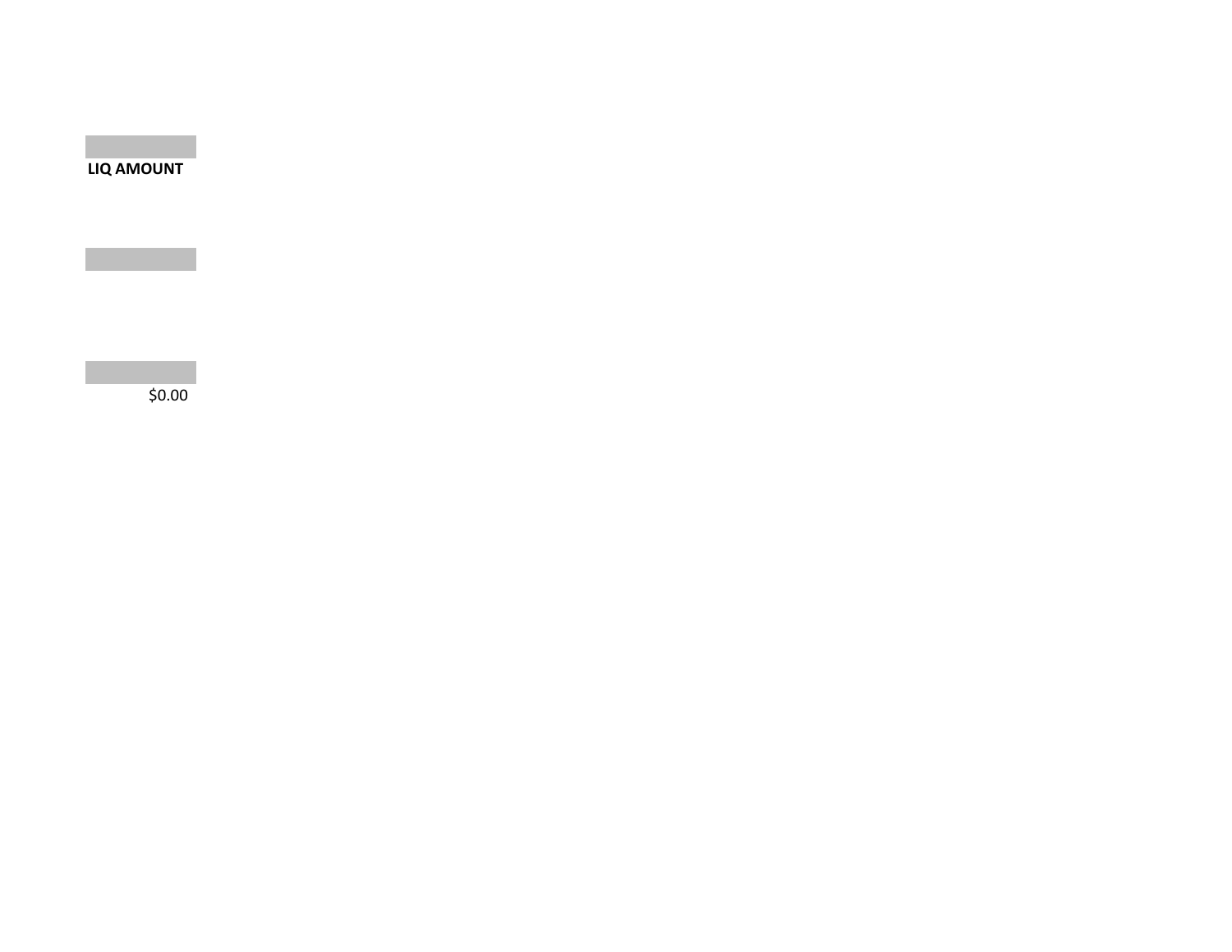| LIQ AMOUNT |
| --- |
| |
| $0.00 |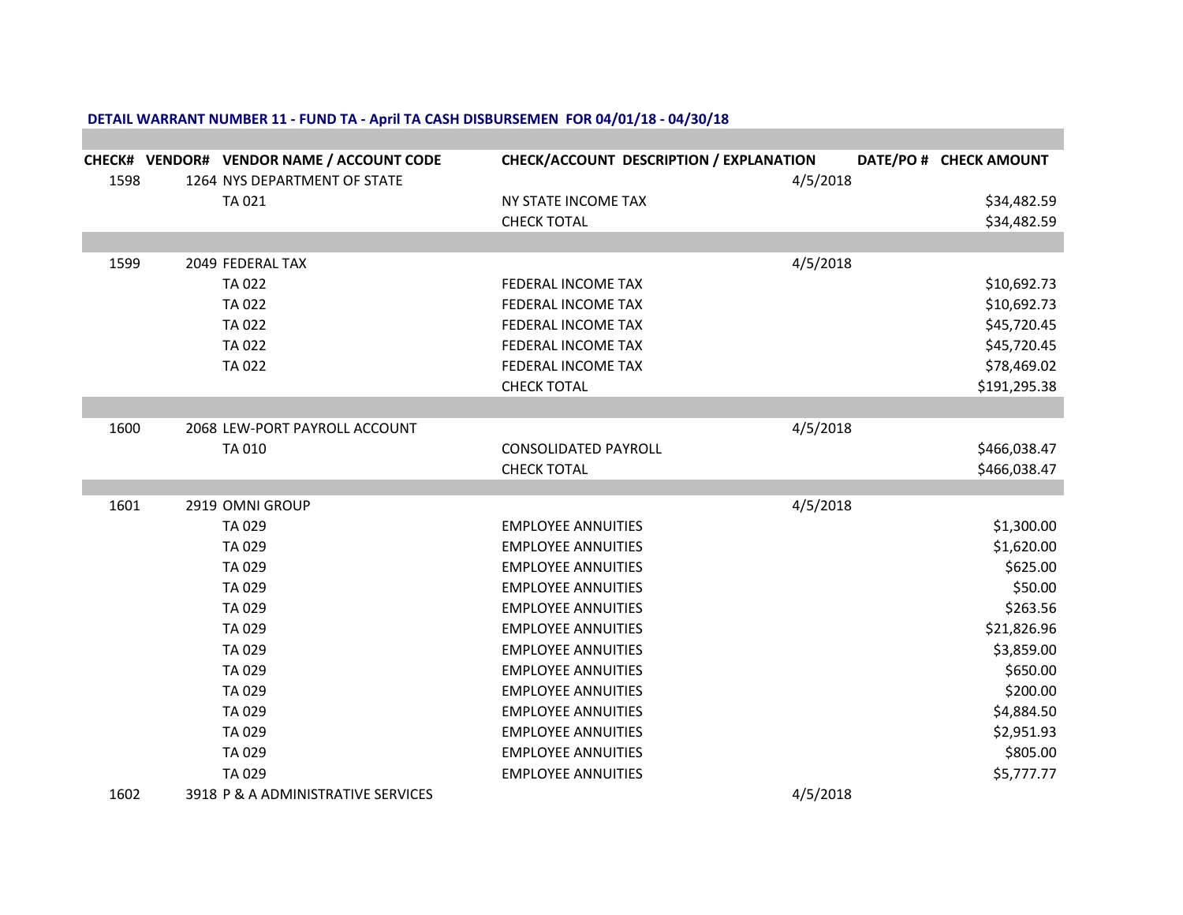**DETAIL WARRANT NUMBER 11 - FUND TA - April TA CASH DISBURSEMEN FOR 04/01/18 - 04/30/18**

| CHECK# | VENDOR# | VENDOR NAME / ACCOUNT CODE | CHECK/ACCOUNT DESCRIPTION / EXPLANATION | DATE/PO # | CHECK AMOUNT |
|---|---|---|---|---|---|
| 1598 | 1264 | NYS DEPARTMENT OF STATE | | 4/5/2018 | |
| | | TA 021 | NY STATE INCOME TAX | | $34,482.59 |
| | | | CHECK TOTAL | | $34,482.59 |
| 1599 | 2049 | FEDERAL TAX | | 4/5/2018 | |
| | | TA 022 | FEDERAL INCOME TAX | | $10,692.73 |
| | | TA 022 | FEDERAL INCOME TAX | | $10,692.73 |
| | | TA 022 | FEDERAL INCOME TAX | | $45,720.45 |
| | | TA 022 | FEDERAL INCOME TAX | | $45,720.45 |
| | | TA 022 | FEDERAL INCOME TAX | | $78,469.02 |
| | | | CHECK TOTAL | | $191,295.38 |
| 1600 | 2068 | LEW-PORT PAYROLL ACCOUNT | | 4/5/2018 | |
| | | TA 010 | CONSOLIDATED PAYROLL | | $466,038.47 |
| | | | CHECK TOTAL | | $466,038.47 |
| 1601 | 2919 | OMNI GROUP | | 4/5/2018 | |
| | | TA 029 | EMPLOYEE ANNUITIES | | $1,300.00 |
| | | TA 029 | EMPLOYEE ANNUITIES | | $1,620.00 |
| | | TA 029 | EMPLOYEE ANNUITIES | | $625.00 |
| | | TA 029 | EMPLOYEE ANNUITIES | | $50.00 |
| | | TA 029 | EMPLOYEE ANNUITIES | | $263.56 |
| | | TA 029 | EMPLOYEE ANNUITIES | | $21,826.96 |
| | | TA 029 | EMPLOYEE ANNUITIES | | $3,859.00 |
| | | TA 029 | EMPLOYEE ANNUITIES | | $650.00 |
| | | TA 029 | EMPLOYEE ANNUITIES | | $200.00 |
| | | TA 029 | EMPLOYEE ANNUITIES | | $4,884.50 |
| | | TA 029 | EMPLOYEE ANNUITIES | | $2,951.93 |
| | | TA 029 | EMPLOYEE ANNUITIES | | $805.00 |
| | | TA 029 | EMPLOYEE ANNUITIES | | $5,777.77 |
| 1602 | 3918 | P & A ADMINISTRATIVE SERVICES | | 4/5/2018 | |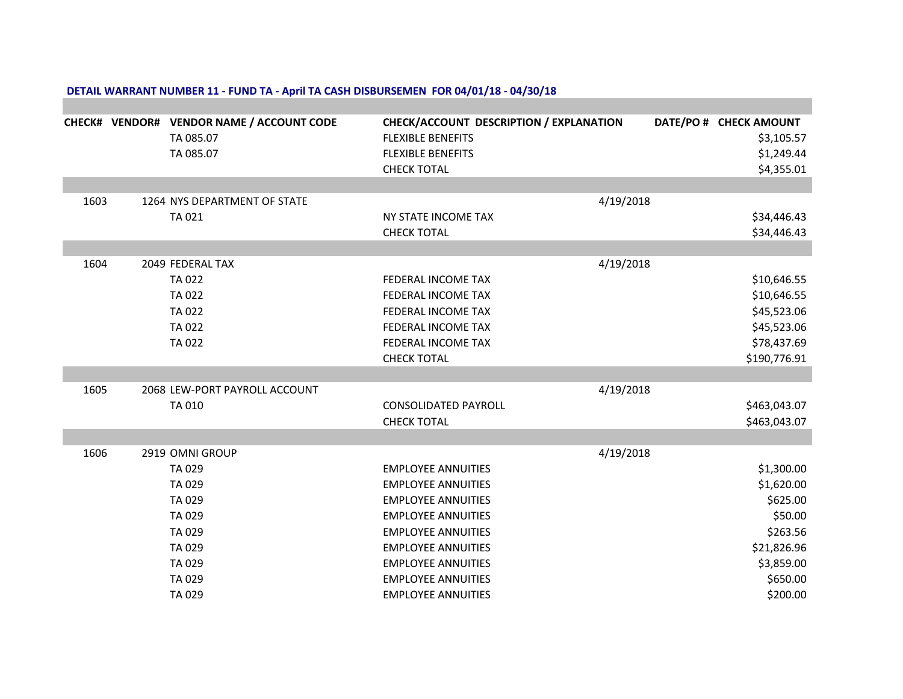**DETAIL WARRANT NUMBER 11 - FUND TA - April TA CASH DISBURSEMEN FOR 04/01/18 - 04/30/18**

| CHECK# | VENDOR# | VENDOR NAME / ACCOUNT CODE | CHECK/ACCOUNT DESCRIPTION / EXPLANATION | DATE/PO # | CHECK AMOUNT |
|---|---|---|---|---|---|
| | | TA 085.07 | FLEXIBLE BENEFITS | | $3,105.57 |
| | | TA 085.07 | FLEXIBLE BENEFITS | | $1,249.44 |
| | | | CHECK TOTAL | | $4,355.01 |
| | | | | | |
| 1603 | 1264 | NYS DEPARTMENT OF STATE | | 4/19/2018 | |
| | | TA 021 | NY STATE INCOME TAX | | $34,446.43 |
| | | | CHECK TOTAL | | $34,446.43 |
| | | | | | |
| 1604 | 2049 | FEDERAL TAX | | 4/19/2018 | |
| | | TA 022 | FEDERAL INCOME TAX | | $10,646.55 |
| | | TA 022 | FEDERAL INCOME TAX | | $10,646.55 |
| | | TA 022 | FEDERAL INCOME TAX | | $45,523.06 |
| | | TA 022 | FEDERAL INCOME TAX | | $45,523.06 |
| | | TA 022 | FEDERAL INCOME TAX | | $78,437.69 |
| | | | CHECK TOTAL | | $190,776.91 |
| | | | | | |
| 1605 | 2068 | LEW-PORT PAYROLL ACCOUNT | | 4/19/2018 | |
| | | TA 010 | CONSOLIDATED PAYROLL | | $463,043.07 |
| | | | CHECK TOTAL | | $463,043.07 |
| | | | | | |
| 1606 | 2919 | OMNI GROUP | | 4/19/2018 | |
| | | TA 029 | EMPLOYEE ANNUITIES | | $1,300.00 |
| | | TA 029 | EMPLOYEE ANNUITIES | | $1,620.00 |
| | | TA 029 | EMPLOYEE ANNUITIES | | $625.00 |
| | | TA 029 | EMPLOYEE ANNUITIES | | $50.00 |
| | | TA 029 | EMPLOYEE ANNUITIES | | $263.56 |
| | | TA 029 | EMPLOYEE ANNUITIES | | $21,826.96 |
| | | TA 029 | EMPLOYEE ANNUITIES | | $3,859.00 |
| | | TA 029 | EMPLOYEE ANNUITIES | | $650.00 |
| | | TA 029 | EMPLOYEE ANNUITIES | | $200.00 |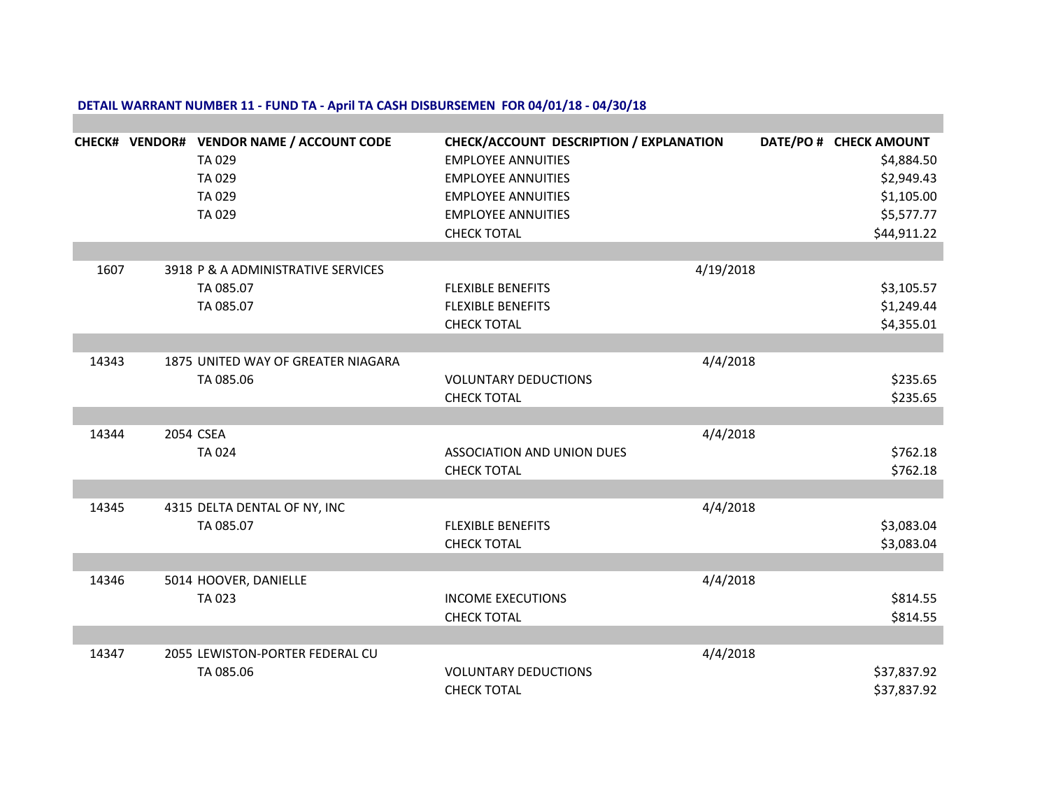**DETAIL WARRANT NUMBER 11 - FUND TA - April TA CASH DISBURSEMEN FOR 04/01/18 - 04/30/18**

| CHECK# | VENDOR# | VENDOR NAME / ACCOUNT CODE | CHECK/ACCOUNT DESCRIPTION / EXPLANATION | DATE/PO # | CHECK AMOUNT |
|---|---|---|---|---|---|
| | | TA 029 | EMPLOYEE ANNUITIES | | $4,884.50 |
| | | TA 029 | EMPLOYEE ANNUITIES | | $2,949.43 |
| | | TA 029 | EMPLOYEE ANNUITIES | | $1,105.00 |
| | | TA 029 | EMPLOYEE ANNUITIES | | $5,577.77 |
| | | | CHECK TOTAL | | $44,911.22 |
| | | | | | |
| 1607 | 3918 | P & A ADMINISTRATIVE SERVICES | | 4/19/2018 | |
| | | TA 085.07 | FLEXIBLE BENEFITS | | $3,105.57 |
| | | TA 085.07 | FLEXIBLE BENEFITS | | $1,249.44 |
| | | | CHECK TOTAL | | $4,355.01 |
| | | | | | |
| 14343 | 1875 | UNITED WAY OF GREATER NIAGARA | | 4/4/2018 | |
| | | TA 085.06 | VOLUNTARY DEDUCTIONS | | $235.65 |
| | | | CHECK TOTAL | | $235.65 |
| | | | | | |
| 14344 | 2054 | CSEA | | 4/4/2018 | |
| | | TA 024 | ASSOCIATION AND UNION DUES | | $762.18 |
| | | | CHECK TOTAL | | $762.18 |
| | | | | | |
| 14345 | 4315 | DELTA DENTAL OF NY, INC | | 4/4/2018 | |
| | | TA 085.07 | FLEXIBLE BENEFITS | | $3,083.04 |
| | | | CHECK TOTAL | | $3,083.04 |
| | | | | | |
| 14346 | 5014 | HOOVER, DANIELLE | | 4/4/2018 | |
| | | TA 023 | INCOME EXECUTIONS | | $814.55 |
| | | | CHECK TOTAL | | $814.55 |
| | | | | | |
| 14347 | 2055 | LEWISTON-PORTER FEDERAL CU | | 4/4/2018 | |
| | | TA 085.06 | VOLUNTARY DEDUCTIONS | | $37,837.92 |
| | | | CHECK TOTAL | | $37,837.92 |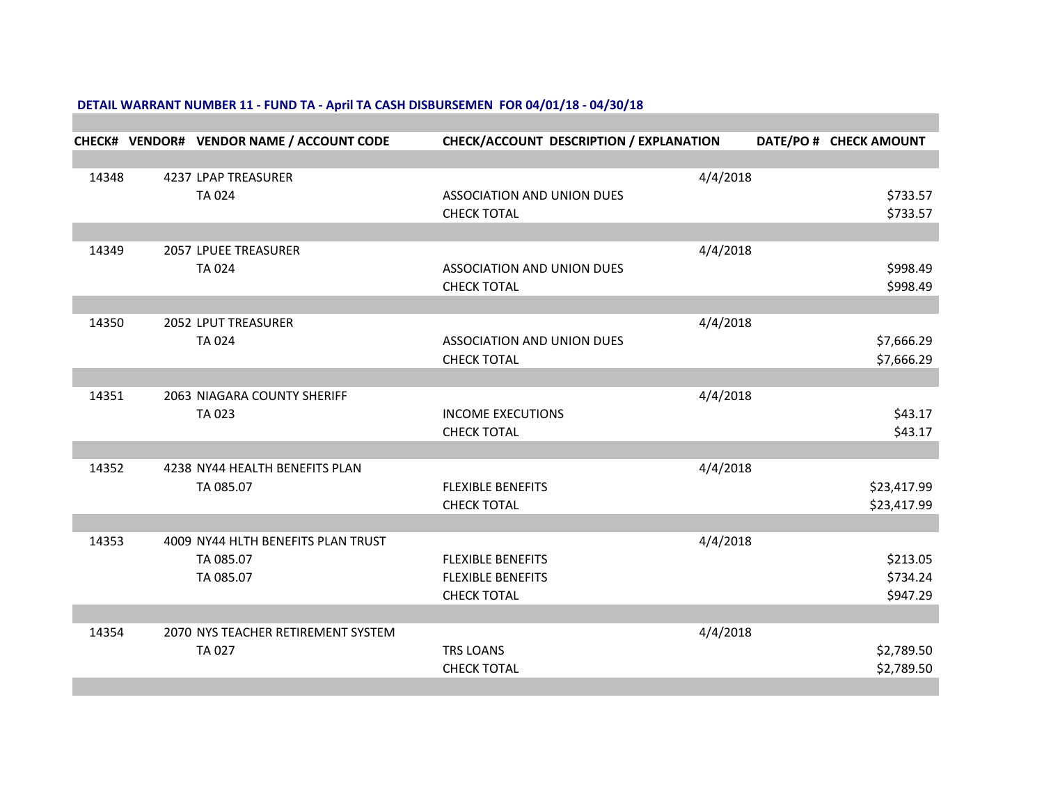**DETAIL WARRANT NUMBER 11 - FUND TA - April TA CASH DISBURSEMEN FOR 04/01/18 - 04/30/18**

| CHECK# | VENDOR# | VENDOR NAME / ACCOUNT CODE | CHECK/ACCOUNT DESCRIPTION / EXPLANATION | DATE/PO # | CHECK AMOUNT |
|---|---|---|---|---|---|
| 14348 | 4237 | LPAP TREASURER | | 4/4/2018 | |
| | | TA 024 | ASSOCIATION AND UNION DUES | | $733.57 |
| | | | CHECK TOTAL | | $733.57 |
| 14349 | 2057 | LPUEE TREASURER | | 4/4/2018 | |
| | | TA 024 | ASSOCIATION AND UNION DUES | | $998.49 |
| | | | CHECK TOTAL | | $998.49 |
| 14350 | 2052 | LPUT TREASURER | | 4/4/2018 | |
| | | TA 024 | ASSOCIATION AND UNION DUES | | $7,666.29 |
| | | | CHECK TOTAL | | $7,666.29 |
| 14351 | 2063 | NIAGARA COUNTY SHERIFF | | 4/4/2018 | |
| | | TA 023 | INCOME EXECUTIONS | | $43.17 |
| | | | CHECK TOTAL | | $43.17 |
| 14352 | 4238 | NY44 HEALTH BENEFITS PLAN | | 4/4/2018 | |
| | | TA 085.07 | FLEXIBLE BENEFITS | | $23,417.99 |
| | | | CHECK TOTAL | | $23,417.99 |
| 14353 | 4009 | NY44 HLTH BENEFITS PLAN TRUST | | 4/4/2018 | |
| | | TA 085.07 | FLEXIBLE BENEFITS | | $213.05 |
| | | TA 085.07 | FLEXIBLE BENEFITS | | $734.24 |
| | | | CHECK TOTAL | | $947.29 |
| 14354 | 2070 | NYS TEACHER RETIREMENT SYSTEM | | 4/4/2018 | |
| | | TA 027 | TRS LOANS | | $2,789.50 |
| | | | CHECK TOTAL | | $2,789.50 |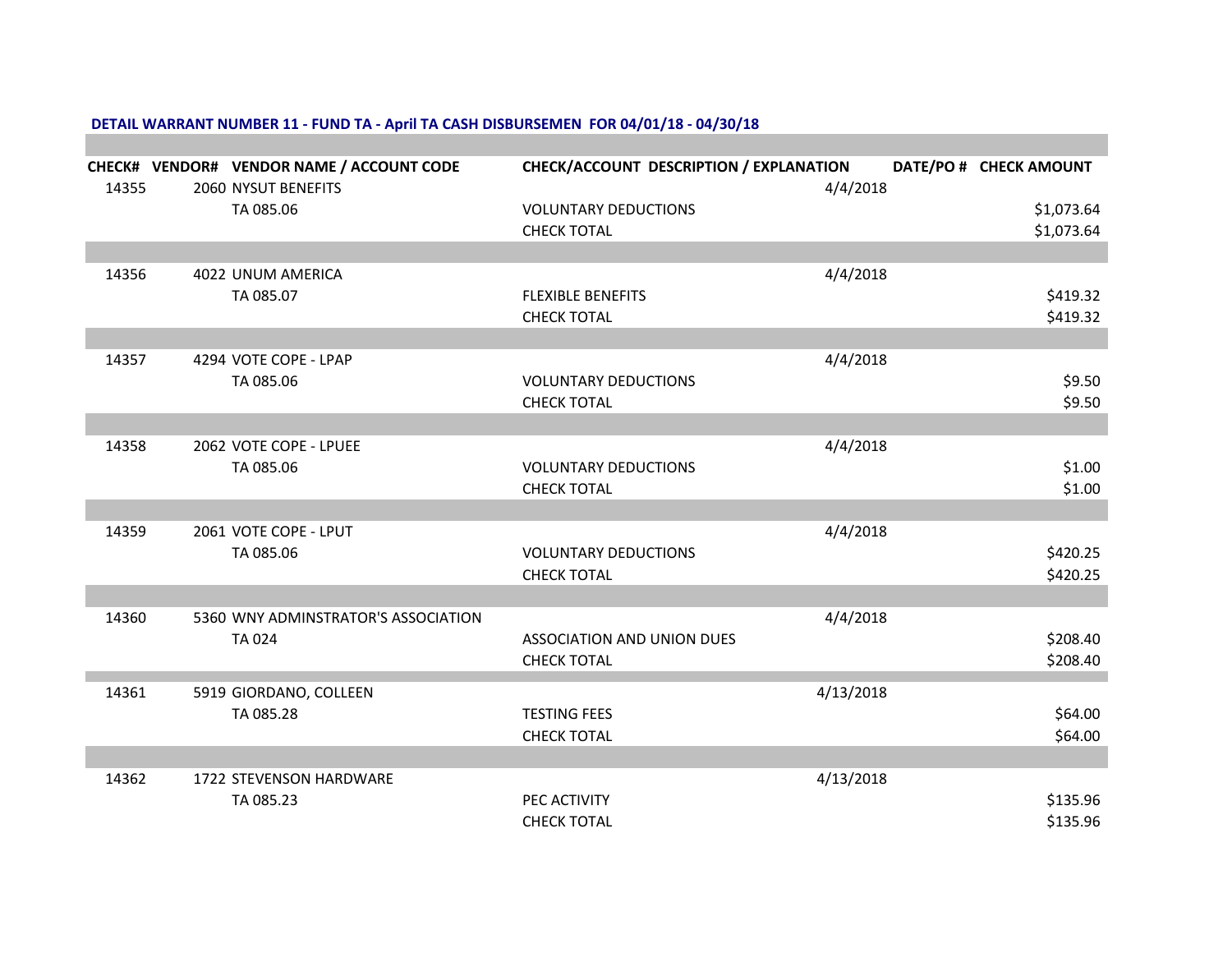**DETAIL WARRANT NUMBER 11 - FUND TA - April TA CASH DISBURSEMEN FOR 04/01/18 - 04/30/18**

| CHECK# | VENDOR# | VENDOR NAME / ACCOUNT CODE | CHECK/ACCOUNT DESCRIPTION / EXPLANATION | DATE/PO # | CHECK AMOUNT |
|---|---|---|---|---|---|
| 14355 | 2060 | NYSUT BENEFITS | | 4/4/2018 | |
| | | TA 085.06 | VOLUNTARY DEDUCTIONS | | $1,073.64 |
| | | | CHECK TOTAL | | $1,073.64 |
| 14356 | 4022 | UNUM AMERICA | | 4/4/2018 | |
| | | TA 085.07 | FLEXIBLE BENEFITS | | $419.32 |
| | | | CHECK TOTAL | | $419.32 |
| 14357 | 4294 | VOTE COPE - LPAP | | 4/4/2018 | |
| | | TA 085.06 | VOLUNTARY DEDUCTIONS | | $9.50 |
| | | | CHECK TOTAL | | $9.50 |
| 14358 | 2062 | VOTE COPE - LPUEE | | 4/4/2018 | |
| | | TA 085.06 | VOLUNTARY DEDUCTIONS | | $1.00 |
| | | | CHECK TOTAL | | $1.00 |
| 14359 | 2061 | VOTE COPE - LPUT | | 4/4/2018 | |
| | | TA 085.06 | VOLUNTARY DEDUCTIONS | | $420.25 |
| | | | CHECK TOTAL | | $420.25 |
| 14360 | 5360 | WNY ADMINSTRATOR'S ASSOCIATION | | 4/4/2018 | |
| | | TA 024 | ASSOCIATION AND UNION DUES | | $208.40 |
| | | | CHECK TOTAL | | $208.40 |
| 14361 | 5919 | GIORDANO, COLLEEN | | 4/13/2018 | |
| | | TA 085.28 | TESTING FEES | | $64.00 |
| | | | CHECK TOTAL | | $64.00 |
| 14362 | 1722 | STEVENSON HARDWARE | | 4/13/2018 | |
| | | TA 085.23 | PEC ACTIVITY | | $135.96 |
| | | | CHECK TOTAL | | $135.96 |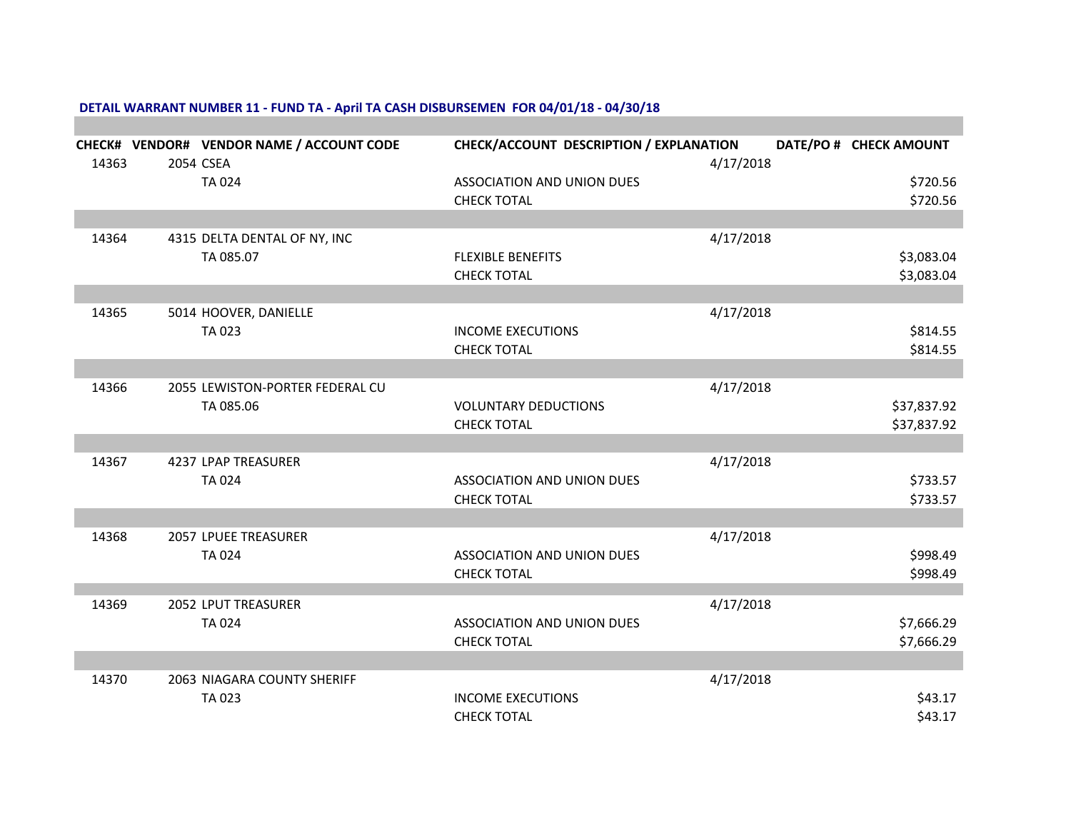**DETAIL WARRANT NUMBER 11 - FUND TA - April TA CASH DISBURSEMEN FOR 04/01/18 - 04/30/18**

| CHECK# | VENDOR# | VENDOR NAME / ACCOUNT CODE | CHECK/ACCOUNT DESCRIPTION / EXPLANATION | DATE/PO # | CHECK AMOUNT |
|---|---|---|---|---|---|
| 14363 | 2054 | CSEA | | 4/17/2018 | |
| | | TA 024 | ASSOCIATION AND UNION DUES | | $720.56 |
| | | | CHECK TOTAL | | $720.56 |
| 14364 | 4315 | DELTA DENTAL OF NY, INC | | 4/17/2018 | |
| | | TA 085.07 | FLEXIBLE BENEFITS | | $3,083.04 |
| | | | CHECK TOTAL | | $3,083.04 |
| 14365 | 5014 | HOOVER, DANIELLE | | 4/17/2018 | |
| | | TA 023 | INCOME EXECUTIONS | | $814.55 |
| | | | CHECK TOTAL | | $814.55 |
| 14366 | 2055 | LEWISTON-PORTER FEDERAL CU | | 4/17/2018 | |
| | | TA 085.06 | VOLUNTARY DEDUCTIONS | | $37,837.92 |
| | | | CHECK TOTAL | | $37,837.92 |
| 14367 | 4237 | LPAP TREASURER | | 4/17/2018 | |
| | | TA 024 | ASSOCIATION AND UNION DUES | | $733.57 |
| | | | CHECK TOTAL | | $733.57 |
| 14368 | 2057 | LPUEE TREASURER | | 4/17/2018 | |
| | | TA 024 | ASSOCIATION AND UNION DUES | | $998.49 |
| | | | CHECK TOTAL | | $998.49 |
| 14369 | 2052 | LPUT TREASURER | | 4/17/2018 | |
| | | TA 024 | ASSOCIATION AND UNION DUES | | $7,666.29 |
| | | | CHECK TOTAL | | $7,666.29 |
| 14370 | 2063 | NIAGARA COUNTY SHERIFF | | 4/17/2018 | |
| | | TA 023 | INCOME EXECUTIONS | | $43.17 |
| | | | CHECK TOTAL | | $43.17 |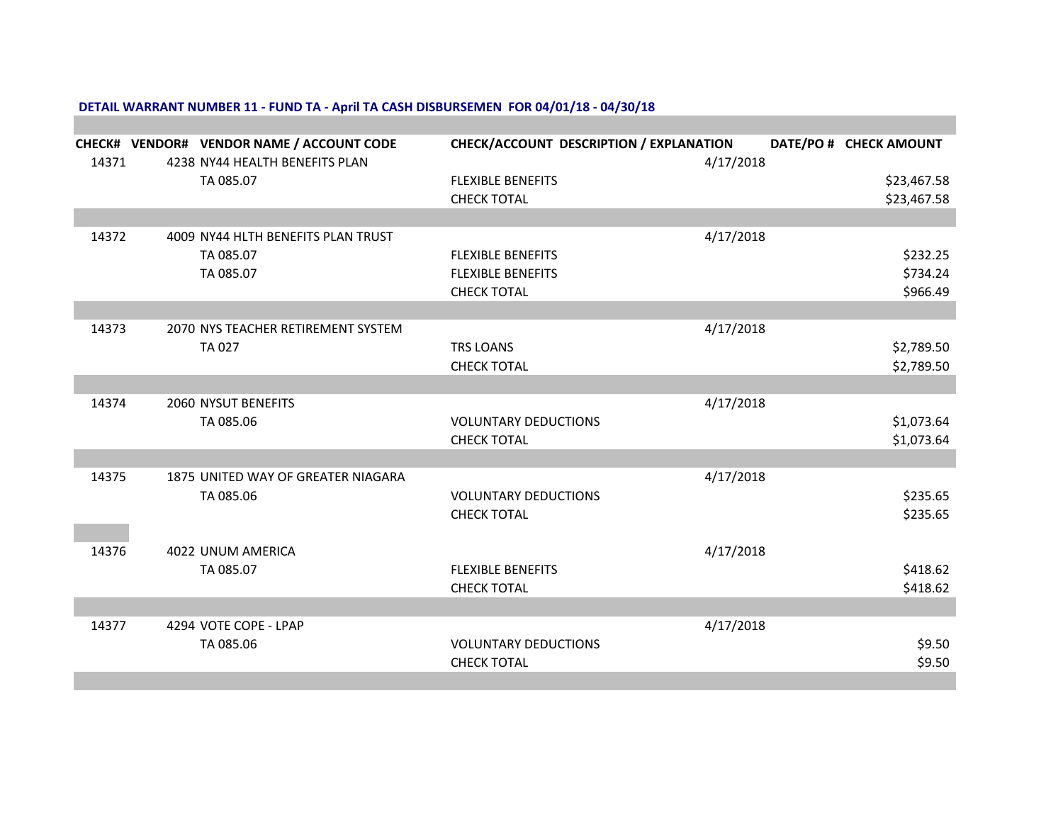**DETAIL WARRANT NUMBER 11 - FUND TA - April TA CASH DISBURSEMEN FOR 04/01/18 - 04/30/18**

| CHECK# | VENDOR# | VENDOR NAME / ACCOUNT CODE | CHECK/ACCOUNT DESCRIPTION / EXPLANATION | DATE/PO # | CHECK AMOUNT |
|---|---|---|---|---|---|
| 14371 | 4238 | NY44 HEALTH BENEFITS PLAN | | 4/17/2018 | |
| | | TA 085.07 | FLEXIBLE BENEFITS | | $23,467.58 |
| | | | CHECK TOTAL | | $23,467.58 |
| 14372 | 4009 | NY44 HLTH BENEFITS PLAN TRUST | | 4/17/2018 | |
| | | TA 085.07 | FLEXIBLE BENEFITS | | $232.25 |
| | | TA 085.07 | FLEXIBLE BENEFITS | | $734.24 |
| | | | CHECK TOTAL | | $966.49 |
| 14373 | 2070 | NYS TEACHER RETIREMENT SYSTEM | | 4/17/2018 | |
| | | TA 027 | TRS LOANS | | $2,789.50 |
| | | | CHECK TOTAL | | $2,789.50 |
| 14374 | 2060 | NYSUT BENEFITS | | 4/17/2018 | |
| | | TA 085.06 | VOLUNTARY DEDUCTIONS | | $1,073.64 |
| | | | CHECK TOTAL | | $1,073.64 |
| 14375 | 1875 | UNITED WAY OF GREATER NIAGARA | | 4/17/2018 | |
| | | TA 085.06 | VOLUNTARY DEDUCTIONS | | $235.65 |
| | | | CHECK TOTAL | | $235.65 |
| 14376 | 4022 | UNUM AMERICA | | 4/17/2018 | |
| | | TA 085.07 | FLEXIBLE BENEFITS | | $418.62 |
| | | | CHECK TOTAL | | $418.62 |
| 14377 | 4294 | VOTE COPE - LPAP | | 4/17/2018 | |
| | | TA 085.06 | VOLUNTARY DEDUCTIONS | | $9.50 |
| | | | CHECK TOTAL | | $9.50 |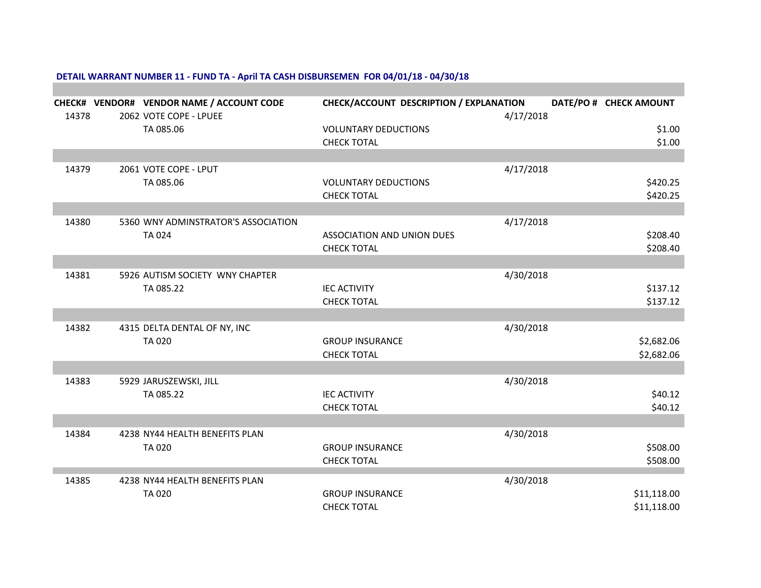**DETAIL WARRANT NUMBER 11 - FUND TA - April TA CASH DISBURSEMEN FOR 04/01/18 - 04/30/18**

| CHECK# | VENDOR# | VENDOR NAME / ACCOUNT CODE | CHECK/ACCOUNT DESCRIPTION / EXPLANATION | DATE/PO # | CHECK AMOUNT |
|---|---|---|---|---|---|
| 14378 | 2062 | VOTE COPE - LPUEE | | 4/17/2018 | |
| | | TA 085.06 | VOLUNTARY DEDUCTIONS | | $1.00 |
| | | | CHECK TOTAL | | $1.00 |
| 14379 | 2061 | VOTE COPE - LPUT | | 4/17/2018 | |
| | | TA 085.06 | VOLUNTARY DEDUCTIONS | | $420.25 |
| | | | CHECK TOTAL | | $420.25 |
| 14380 | 5360 | WNY ADMINSTRATOR'S ASSOCIATION | | 4/17/2018 | |
| | | TA 024 | ASSOCIATION AND UNION DUES | | $208.40 |
| | | | CHECK TOTAL | | $208.40 |
| 14381 | 5926 | AUTISM SOCIETY WNY CHAPTER | | 4/30/2018 | |
| | | TA 085.22 | IEC ACTIVITY | | $137.12 |
| | | | CHECK TOTAL | | $137.12 |
| 14382 | 4315 | DELTA DENTAL OF NY, INC | | 4/30/2018 | |
| | | TA 020 | GROUP INSURANCE | | $2,682.06 |
| | | | CHECK TOTAL | | $2,682.06 |
| 14383 | 5929 | JARUSZEWSKI, JILL | | 4/30/2018 | |
| | | TA 085.22 | IEC ACTIVITY | | $40.12 |
| | | | CHECK TOTAL | | $40.12 |
| 14384 | 4238 | NY44 HEALTH BENEFITS PLAN | | 4/30/2018 | |
| | | TA 020 | GROUP INSURANCE | | $508.00 |
| | | | CHECK TOTAL | | $508.00 |
| 14385 | 4238 | NY44 HEALTH BENEFITS PLAN | | 4/30/2018 | |
| | | TA 020 | GROUP INSURANCE | | $11,118.00 |
| | | | CHECK TOTAL | | $11,118.00 |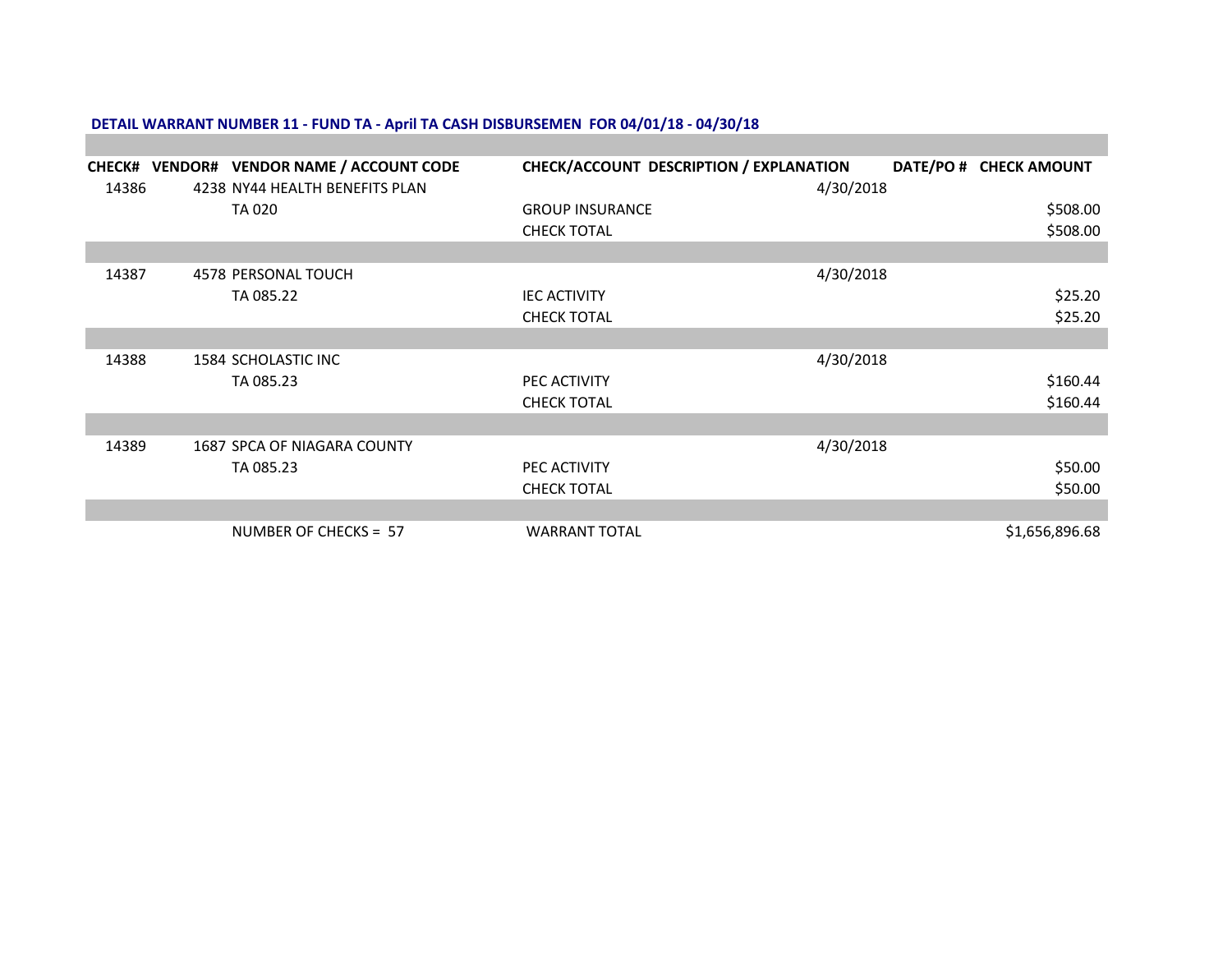**DETAIL WARRANT NUMBER 11 - FUND TA - April TA CASH DISBURSEMEN FOR 04/01/18 - 04/30/18**

| CHECK# | VENDOR# | VENDOR NAME / ACCOUNT CODE | CHECK/ACCOUNT DESCRIPTION / EXPLANATION | DATE/PO # | CHECK AMOUNT |
|---|---|---|---|---|---|
| 14386 | 4238 | NY44 HEALTH BENEFITS PLAN | | 4/30/2018 | |
| | | TA 020 | GROUP INSURANCE | | $508.00 |
| | | | CHECK TOTAL | | $508.00 |
| 14387 | 4578 | PERSONAL TOUCH | | 4/30/2018 | |
| | | TA 085.22 | IEC ACTIVITY | | $25.20 |
| | | | CHECK TOTAL | | $25.20 |
| 14388 | 1584 | SCHOLASTIC INC | | 4/30/2018 | |
| | | TA 085.23 | PEC ACTIVITY | | $160.44 |
| | | | CHECK TOTAL | | $160.44 |
| 14389 | 1687 | SPCA OF NIAGARA COUNTY | | 4/30/2018 | |
| | | TA 085.23 | PEC ACTIVITY | | $50.00 |
| | | | CHECK TOTAL | | $50.00 |
| | | NUMBER OF CHECKS = 57 | WARRANT TOTAL | | $1,656,896.68 |